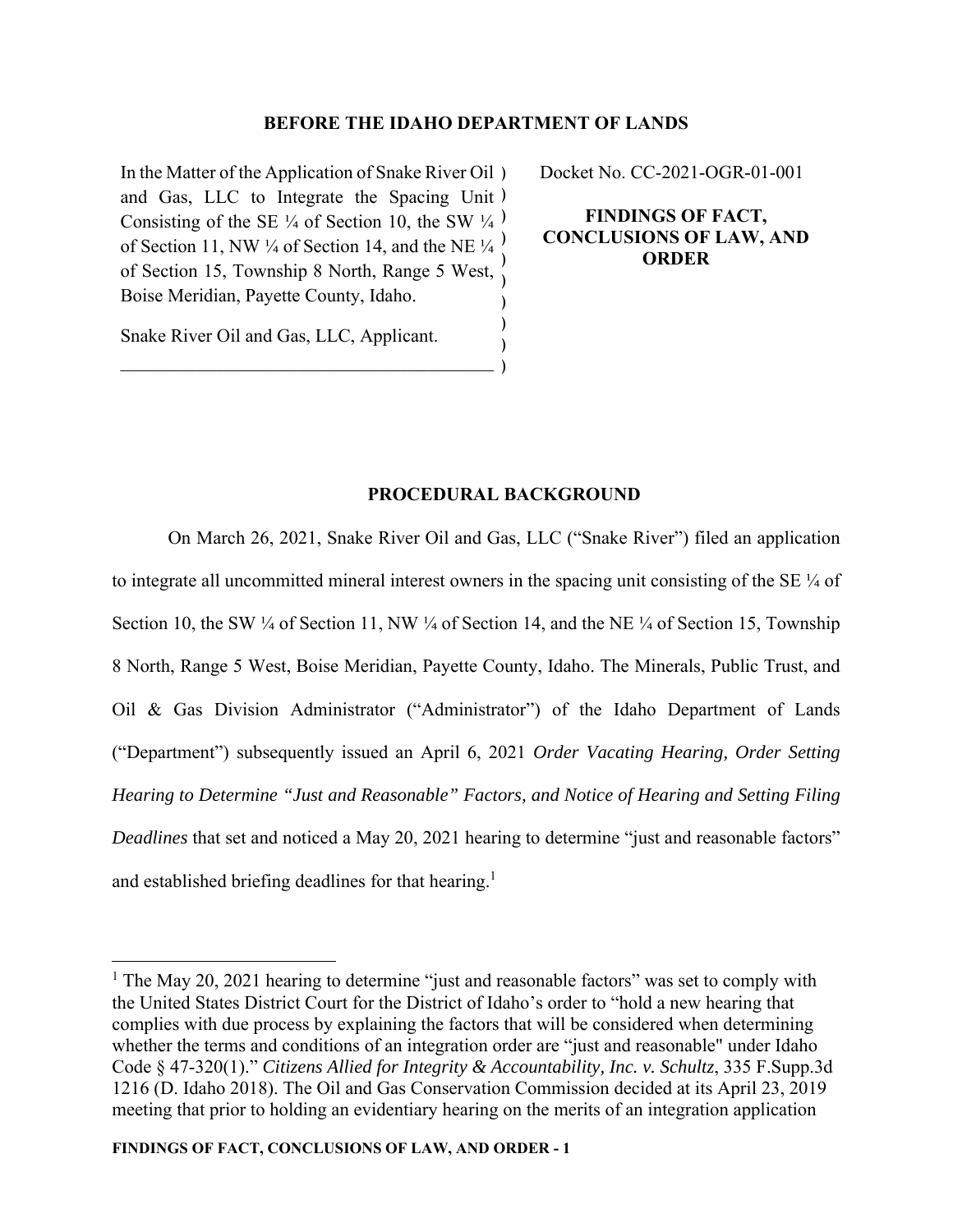**BEFORE THE IDAHO DEPARTMENT OF LANDS**

In the Matter of the Application of Snake River Oil and Gas, LLC to Integrate the Spacing Unit Consisting of the SE ¼ of Section 10, the SW ¼ of Section 11, NW ¼ of Section 14, and the NE ¼ of Section 15, Township 8 North, Range 5 West, Boise Meridian, Payette County, Idaho.

Snake River Oil and Gas, LLC, Applicant.

Docket No. CC-2021-OGR-01-001

**FINDINGS OF FACT, CONCLUSIONS OF LAW, AND ORDER**

## PROCEDURAL BACKGROUND

On March 26, 2021, Snake River Oil and Gas, LLC ("Snake River") filed an application to integrate all uncommitted mineral interest owners in the spacing unit consisting of the SE ¼ of Section 10, the SW ¼ of Section 11, NW ¼ of Section 14, and the NE ¼ of Section 15, Township 8 North, Range 5 West, Boise Meridian, Payette County, Idaho. The Minerals, Public Trust, and Oil & Gas Division Administrator ("Administrator") of the Idaho Department of Lands ("Department") subsequently issued an April 6, 2021 *Order Vacating Hearing, Order Setting Hearing to Determine "Just and Reasonable" Factors, and Notice of Hearing and Setting Filing Deadlines* that set and noticed a May 20, 2021 hearing to determine "just and reasonable factors" and established briefing deadlines for that hearing.[1]

[1] The May 20, 2021 hearing to determine "just and reasonable factors" was set to comply with the United States District Court for the District of Idaho's order to "hold a new hearing that complies with due process by explaining the factors that will be considered when determining whether the terms and conditions of an integration order are "just and reasonable" under Idaho Code § 47-320(1)." *Citizens Allied for Integrity & Accountability, Inc. v. Schultz*, 335 F.Supp.3d 1216 (D. Idaho 2018). The Oil and Gas Conservation Commission decided at its April 23, 2019 meeting that prior to holding an evidentiary hearing on the merits of an integration application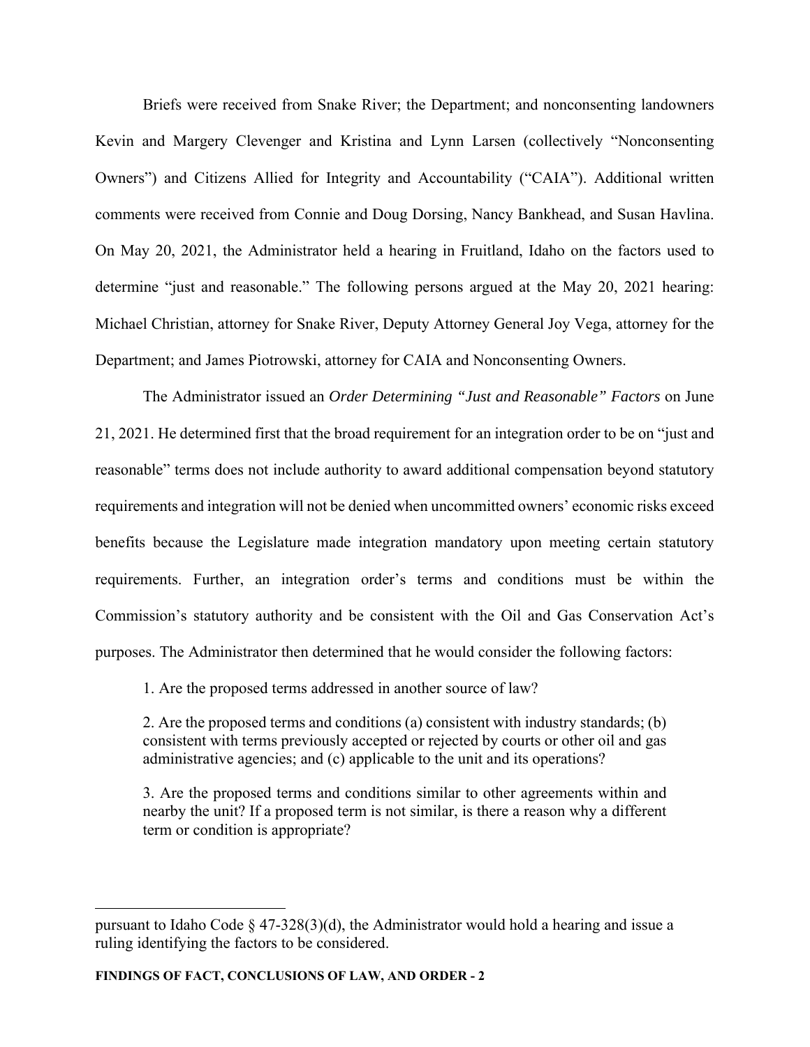Briefs were received from Snake River; the Department; and nonconsenting landowners Kevin and Margery Clevenger and Kristina and Lynn Larsen (collectively "Nonconsenting Owners") and Citizens Allied for Integrity and Accountability ("CAIA"). Additional written comments were received from Connie and Doug Dorsing, Nancy Bankhead, and Susan Havlina. On May 20, 2021, the Administrator held a hearing in Fruitland, Idaho on the factors used to determine "just and reasonable." The following persons argued at the May 20, 2021 hearing: Michael Christian, attorney for Snake River, Deputy Attorney General Joy Vega, attorney for the Department; and James Piotrowski, attorney for CAIA and Nonconsenting Owners.

The Administrator issued an *Order Determining "Just and Reasonable" Factors* on June 21, 2021. He determined first that the broad requirement for an integration order to be on "just and reasonable" terms does not include authority to award additional compensation beyond statutory requirements and integration will not be denied when uncommitted owners' economic risks exceed benefits because the Legislature made integration mandatory upon meeting certain statutory requirements. Further, an integration order's terms and conditions must be within the Commission's statutory authority and be consistent with the Oil and Gas Conservation Act's purposes. The Administrator then determined that he would consider the following factors:

1. Are the proposed terms addressed in another source of law?

2. Are the proposed terms and conditions (a) consistent with industry standards; (b) consistent with terms previously accepted or rejected by courts or other oil and gas administrative agencies; and (c) applicable to the unit and its operations?

3. Are the proposed terms and conditions similar to other agreements within and nearby the unit? If a proposed term is not similar, is there a reason why a different term or condition is appropriate?

---

pursuant to Idaho Code § 47-328(3)(d), the Administrator would hold a hearing and issue a ruling identifying the factors to be considered.

**FINDINGS OF FACT, CONCLUSIONS OF LAW, AND ORDER - 2**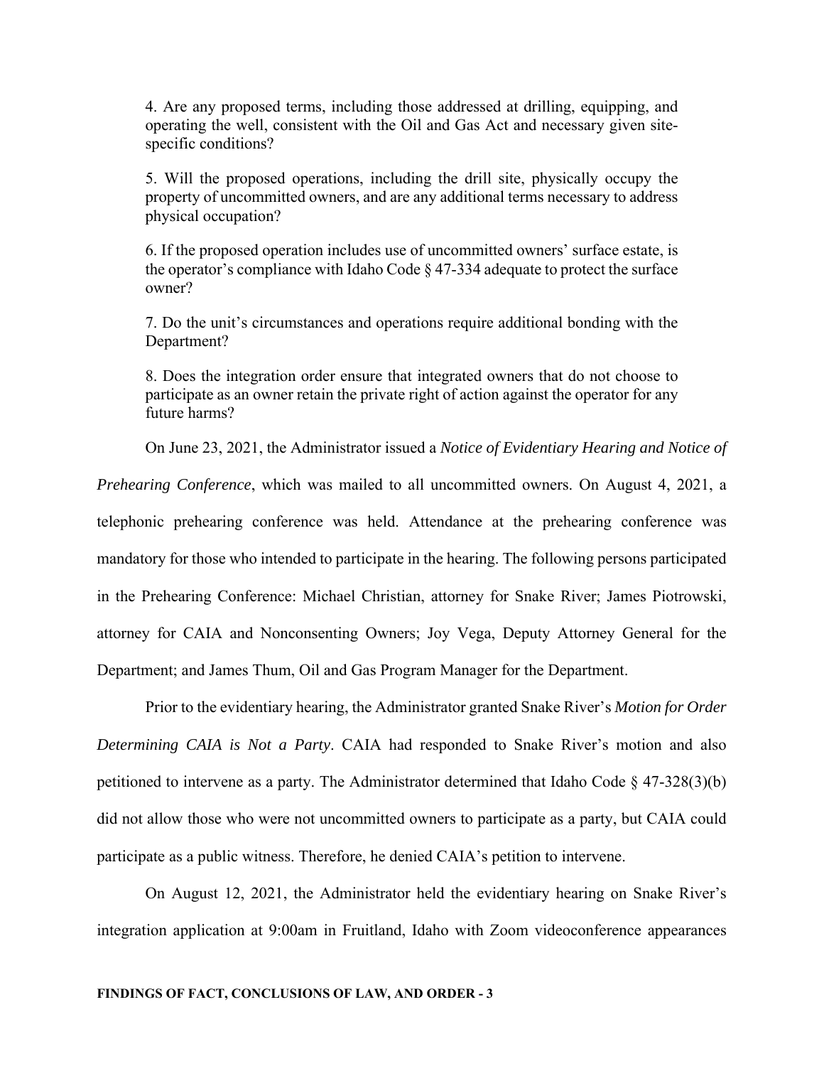4. Are any proposed terms, including those addressed at drilling, equipping, and operating the well, consistent with the Oil and Gas Act and necessary given site-specific conditions?

5. Will the proposed operations, including the drill site, physically occupy the property of uncommitted owners, and are any additional terms necessary to address physical occupation?

6. If the proposed operation includes use of uncommitted owners' surface estate, is the operator's compliance with Idaho Code § 47-334 adequate to protect the surface owner?

7. Do the unit's circumstances and operations require additional bonding with the Department?

8. Does the integration order ensure that integrated owners that do not choose to participate as an owner retain the private right of action against the operator for any future harms?

On June 23, 2021, the Administrator issued a *Notice of Evidentiary Hearing and Notice of Prehearing Conference*, which was mailed to all uncommitted owners. On August 4, 2021, a telephonic prehearing conference was held. Attendance at the prehearing conference was mandatory for those who intended to participate in the hearing. The following persons participated in the Prehearing Conference: Michael Christian, attorney for Snake River; James Piotrowski, attorney for CAIA and Nonconsenting Owners; Joy Vega, Deputy Attorney General for the Department; and James Thum, Oil and Gas Program Manager for the Department.

Prior to the evidentiary hearing, the Administrator granted Snake River's *Motion for Order Determining CAIA is Not a Party*. CAIA had responded to Snake River's motion and also petitioned to intervene as a party. The Administrator determined that Idaho Code § 47-328(3)(b) did not allow those who were not uncommitted owners to participate as a party, but CAIA could participate as a public witness. Therefore, he denied CAIA's petition to intervene.

On August 12, 2021, the Administrator held the evidentiary hearing on Snake River's integration application at 9:00am in Fruitland, Idaho with Zoom videoconference appearances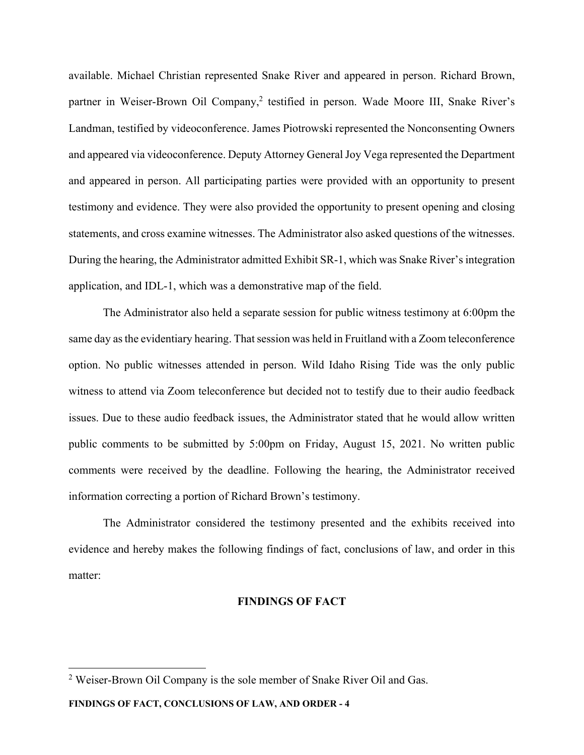available. Michael Christian represented Snake River and appeared in person. Richard Brown, partner in Weiser-Brown Oil Company,[2] testified in person. Wade Moore III, Snake River's Landman, testified by videoconference. James Piotrowski represented the Nonconsenting Owners and appeared via videoconference. Deputy Attorney General Joy Vega represented the Department and appeared in person. All participating parties were provided with an opportunity to present testimony and evidence. They were also provided the opportunity to present opening and closing statements, and cross examine witnesses. The Administrator also asked questions of the witnesses. During the hearing, the Administrator admitted Exhibit SR-1, which was Snake River's integration application, and IDL-1, which was a demonstrative map of the field.

The Administrator also held a separate session for public witness testimony at 6:00pm the same day as the evidentiary hearing. That session was held in Fruitland with a Zoom teleconference option. No public witnesses attended in person. Wild Idaho Rising Tide was the only public witness to attend via Zoom teleconference but decided not to testify due to their audio feedback issues. Due to these audio feedback issues, the Administrator stated that he would allow written public comments to be submitted by 5:00pm on Friday, August 15, 2021. No written public comments were received by the deadline. Following the hearing, the Administrator received information correcting a portion of Richard Brown's testimony.

The Administrator considered the testimony presented and the exhibits received into evidence and hereby makes the following findings of fact, conclusions of law, and order in this matter:

## FINDINGS OF FACT

[2] Weiser-Brown Oil Company is the sole member of Snake River Oil and Gas.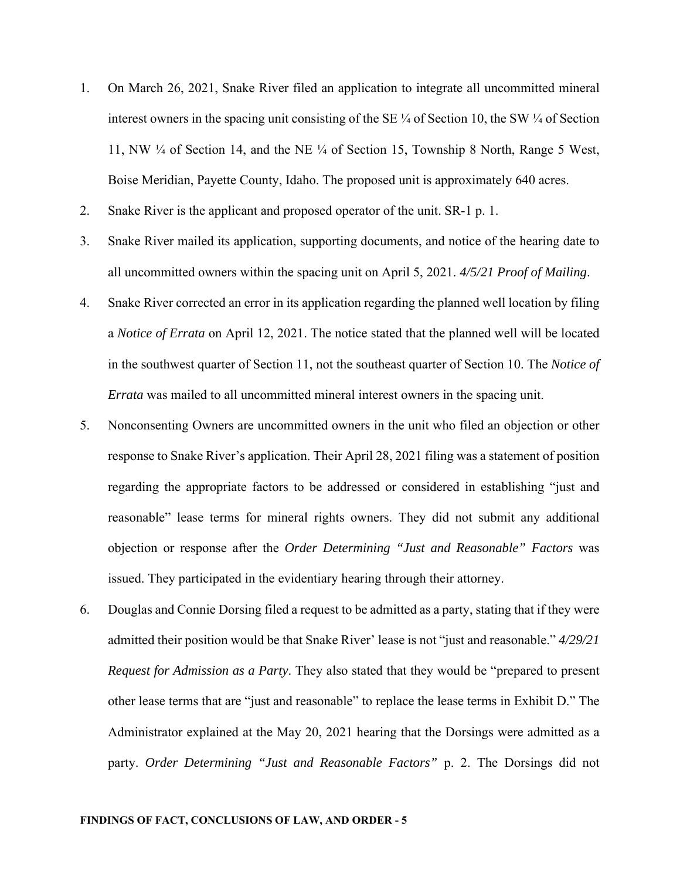1. On March 26, 2021, Snake River filed an application to integrate all uncommitted mineral interest owners in the spacing unit consisting of the SE ¼ of Section 10, the SW ¼ of Section 11, NW ¼ of Section 14, and the NE ¼ of Section 15, Township 8 North, Range 5 West, Boise Meridian, Payette County, Idaho. The proposed unit is approximately 640 acres.
2. Snake River is the applicant and proposed operator of the unit. SR-1 p. 1.
3. Snake River mailed its application, supporting documents, and notice of the hearing date to all uncommitted owners within the spacing unit on April 5, 2021. *4/5/21 Proof of Mailing*.
4. Snake River corrected an error in its application regarding the planned well location by filing a *Notice of Errata* on April 12, 2021. The notice stated that the planned well will be located in the southwest quarter of Section 11, not the southeast quarter of Section 10. The *Notice of Errata* was mailed to all uncommitted mineral interest owners in the spacing unit.
5. Nonconsenting Owners are uncommitted owners in the unit who filed an objection or other response to Snake River's application. Their April 28, 2021 filing was a statement of position regarding the appropriate factors to be addressed or considered in establishing "just and reasonable" lease terms for mineral rights owners. They did not submit any additional objection or response after the *Order Determining "Just and Reasonable" Factors* was issued. They participated in the evidentiary hearing through their attorney.
6. Douglas and Connie Dorsing filed a request to be admitted as a party, stating that if they were admitted their position would be that Snake River' lease is not "just and reasonable." *4/29/21 Request for Admission as a Party*. They also stated that they would be "prepared to present other lease terms that are "just and reasonable" to replace the lease terms in Exhibit D." The Administrator explained at the May 20, 2021 hearing that the Dorsings were admitted as a party. *Order Determining "Just and Reasonable Factors"* p. 2. The Dorsings did not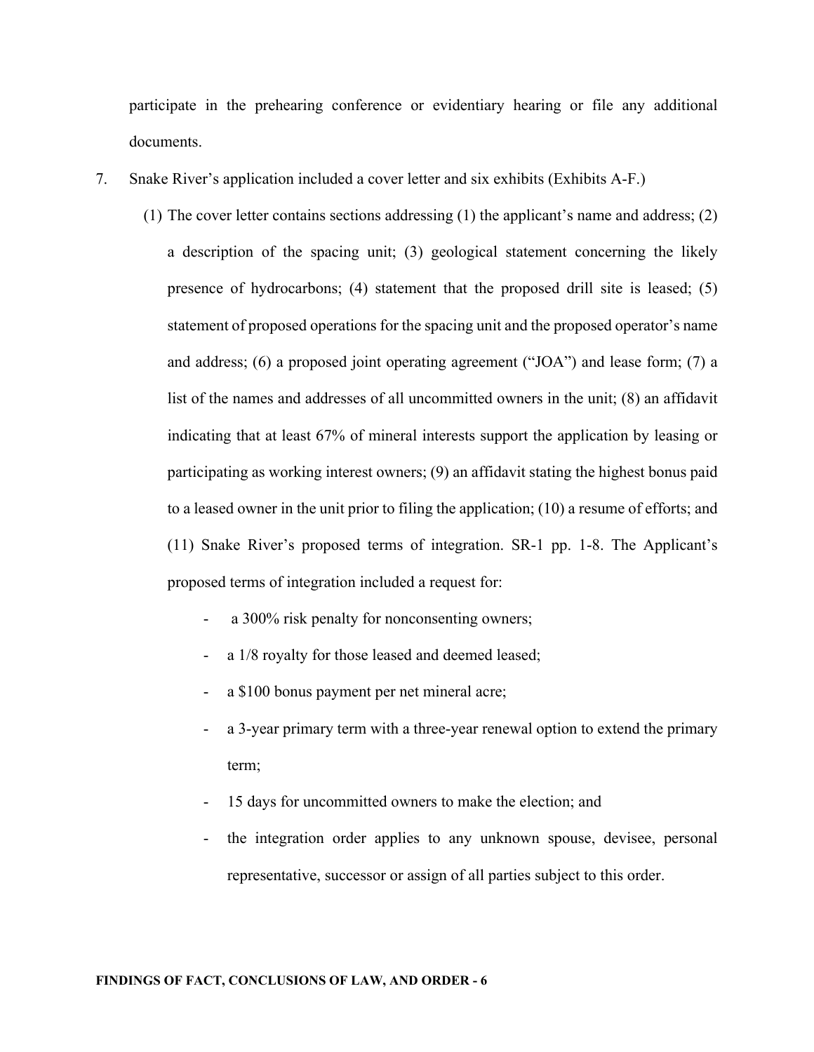participate in the prehearing conference or evidentiary hearing or file any additional documents.

7. Snake River's application included a cover letter and six exhibits (Exhibits A-F.)

   (1) The cover letter contains sections addressing (1) the applicant's name and address; (2) a description of the spacing unit; (3) geological statement concerning the likely presence of hydrocarbons; (4) statement that the proposed drill site is leased; (5) statement of proposed operations for the spacing unit and the proposed operator's name and address; (6) a proposed joint operating agreement ("JOA") and lease form; (7) a list of the names and addresses of all uncommitted owners in the unit; (8) an affidavit indicating that at least 67% of mineral interests support the application by leasing or participating as working interest owners; (9) an affidavit stating the highest bonus paid to a leased owner in the unit prior to filing the application; (10) a resume of efforts; and (11) Snake River's proposed terms of integration. SR-1 pp. 1-8. The Applicant's proposed terms of integration included a request for:

      - a 300% risk penalty for nonconsenting owners;
      - a 1/8 royalty for those leased and deemed leased;
      - a $100 bonus payment per net mineral acre;
      - a 3-year primary term with a three-year renewal option to extend the primary term;
      - 15 days for uncommitted owners to make the election; and
      - the integration order applies to any unknown spouse, devisee, personal representative, successor or assign of all parties subject to this order.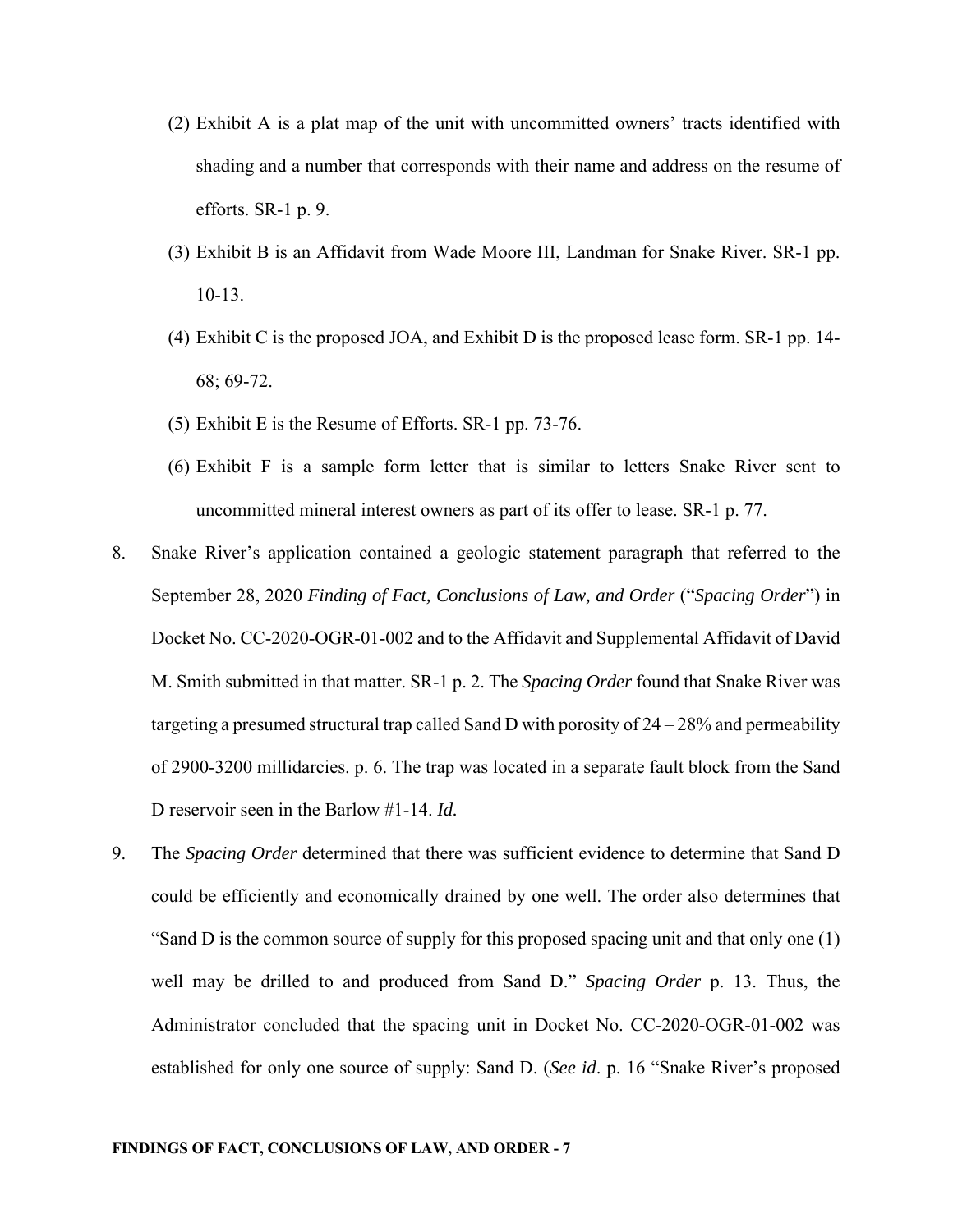(2) Exhibit A is a plat map of the unit with uncommitted owners' tracts identified with shading and a number that corresponds with their name and address on the resume of efforts. SR-1 p. 9.

(3) Exhibit B is an Affidavit from Wade Moore III, Landman for Snake River. SR-1 pp. 10-13.

(4) Exhibit C is the proposed JOA, and Exhibit D is the proposed lease form. SR-1 pp. 14-68; 69-72.

(5) Exhibit E is the Resume of Efforts. SR-1 pp. 73-76.

(6) Exhibit F is a sample form letter that is similar to letters Snake River sent to uncommitted mineral interest owners as part of its offer to lease. SR-1 p. 77.

8. Snake River's application contained a geologic statement paragraph that referred to the September 28, 2020 *Finding of Fact, Conclusions of Law, and Order* ("*Spacing Order*") in Docket No. CC-2020-OGR-01-002 and to the Affidavit and Supplemental Affidavit of David M. Smith submitted in that matter. SR-1 p. 2. The *Spacing Order* found that Snake River was targeting a presumed structural trap called Sand D with porosity of 24 – 28% and permeability of 2900-3200 millidarcies. p. 6. The trap was located in a separate fault block from the Sand D reservoir seen in the Barlow #1-14. *Id.*

9. The *Spacing Order* determined that there was sufficient evidence to determine that Sand D could be efficiently and economically drained by one well. The order also determines that "Sand D is the common source of supply for this proposed spacing unit and that only one (1) well may be drilled to and produced from Sand D." *Spacing Order* p. 13. Thus, the Administrator concluded that the spacing unit in Docket No. CC-2020-OGR-01-002 was established for only one source of supply: Sand D. (*See id*. p. 16 "Snake River's proposed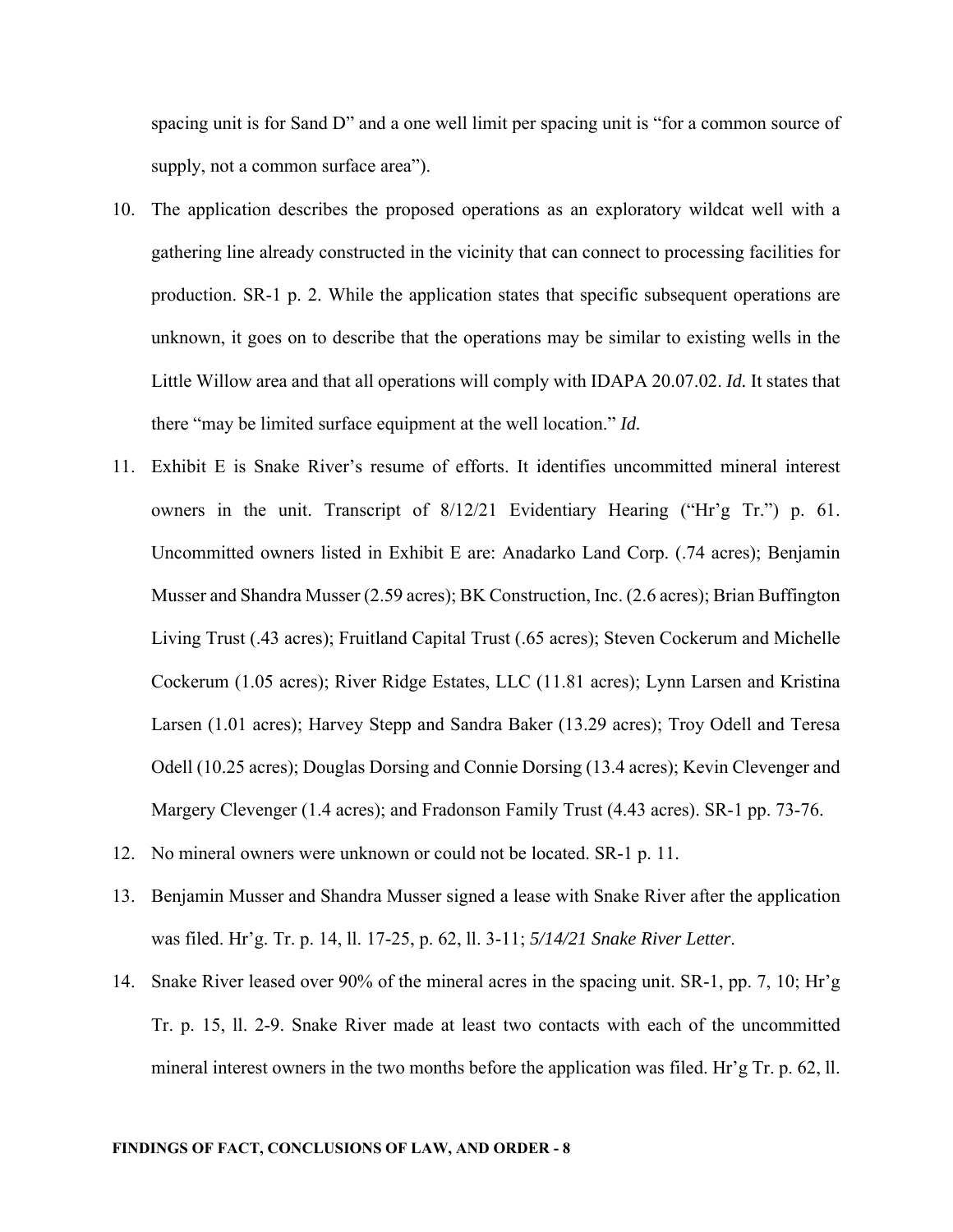spacing unit is for Sand D" and a one well limit per spacing unit is "for a common source of supply, not a common surface area").

10. The application describes the proposed operations as an exploratory wildcat well with a gathering line already constructed in the vicinity that can connect to processing facilities for production. SR-1 p. 2. While the application states that specific subsequent operations are unknown, it goes on to describe that the operations may be similar to existing wells in the Little Willow area and that all operations will comply with IDAPA 20.07.02. *Id.* It states that there "may be limited surface equipment at the well location." *Id.*

11. Exhibit E is Snake River's resume of efforts. It identifies uncommitted mineral interest owners in the unit. Transcript of 8/12/21 Evidentiary Hearing ("Hr'g Tr.") p. 61. Uncommitted owners listed in Exhibit E are: Anadarko Land Corp. (.74 acres); Benjamin Musser and Shandra Musser (2.59 acres); BK Construction, Inc. (2.6 acres); Brian Buffington Living Trust (.43 acres); Fruitland Capital Trust (.65 acres); Steven Cockerum and Michelle Cockerum (1.05 acres); River Ridge Estates, LLC (11.81 acres); Lynn Larsen and Kristina Larsen (1.01 acres); Harvey Stepp and Sandra Baker (13.29 acres); Troy Odell and Teresa Odell (10.25 acres); Douglas Dorsing and Connie Dorsing (13.4 acres); Kevin Clevenger and Margery Clevenger (1.4 acres); and Fradonson Family Trust (4.43 acres). SR-1 pp. 73-76.

12. No mineral owners were unknown or could not be located. SR-1 p. 11.

13. Benjamin Musser and Shandra Musser signed a lease with Snake River after the application was filed. Hr'g. Tr. p. 14, ll. 17-25, p. 62, ll. 3-11; *5/14/21 Snake River Letter*.

14. Snake River leased over 90% of the mineral acres in the spacing unit. SR-1, pp. 7, 10; Hr'g Tr. p. 15, ll. 2-9. Snake River made at least two contacts with each of the uncommitted mineral interest owners in the two months before the application was filed. Hr'g Tr. p. 62, ll.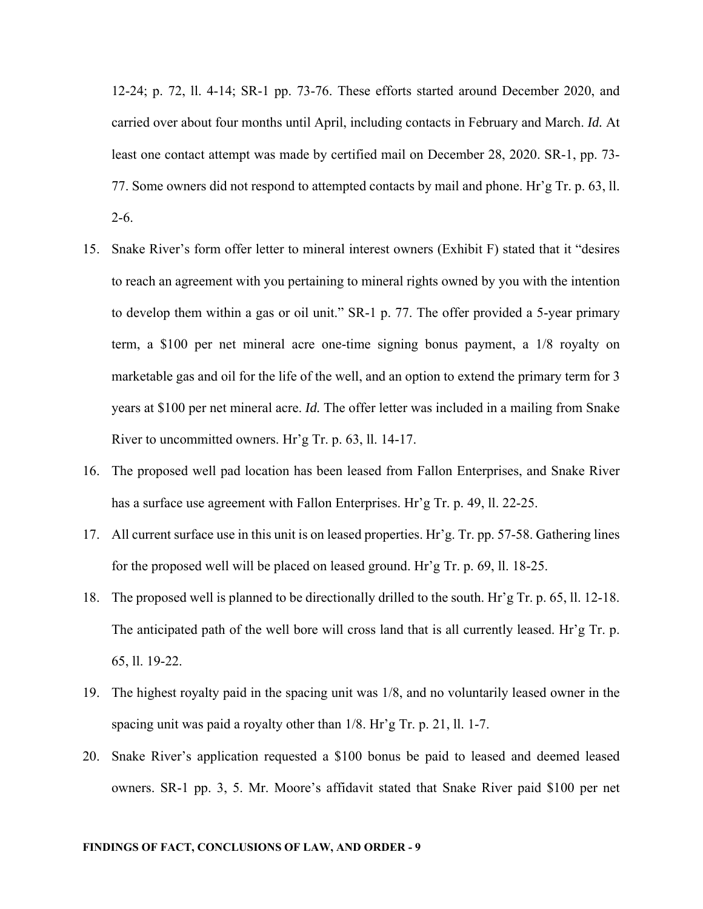12-24; p. 72, ll. 4-14; SR-1 pp. 73-76. These efforts started around December 2020, and carried over about four months until April, including contacts in February and March. *Id.* At least one contact attempt was made by certified mail on December 28, 2020. SR-1, pp. 73-77. Some owners did not respond to attempted contacts by mail and phone. Hr'g Tr. p. 63, ll. 2-6.

15. Snake River's form offer letter to mineral interest owners (Exhibit F) stated that it "desires to reach an agreement with you pertaining to mineral rights owned by you with the intention to develop them within a gas or oil unit." SR-1 p. 77. The offer provided a 5-year primary term, a $100 per net mineral acre one-time signing bonus payment, a 1/8 royalty on marketable gas and oil for the life of the well, and an option to extend the primary term for 3 years at $100 per net mineral acre. *Id.* The offer letter was included in a mailing from Snake River to uncommitted owners. Hr'g Tr. p. 63, ll. 14-17.

16. The proposed well pad location has been leased from Fallon Enterprises, and Snake River has a surface use agreement with Fallon Enterprises. Hr'g Tr. p. 49, ll. 22-25.

17. All current surface use in this unit is on leased properties. Hr'g. Tr. pp. 57-58. Gathering lines for the proposed well will be placed on leased ground. Hr'g Tr. p. 69, ll. 18-25.

18. The proposed well is planned to be directionally drilled to the south. Hr'g Tr. p. 65, ll. 12-18. The anticipated path of the well bore will cross land that is all currently leased. Hr'g Tr. p. 65, ll. 19-22.

19. The highest royalty paid in the spacing unit was 1/8, and no voluntarily leased owner in the spacing unit was paid a royalty other than 1/8. Hr'g Tr. p. 21, ll. 1-7.

20. Snake River's application requested a $100 bonus be paid to leased and deemed leased owners. SR-1 pp. 3, 5. Mr. Moore's affidavit stated that Snake River paid $100 per net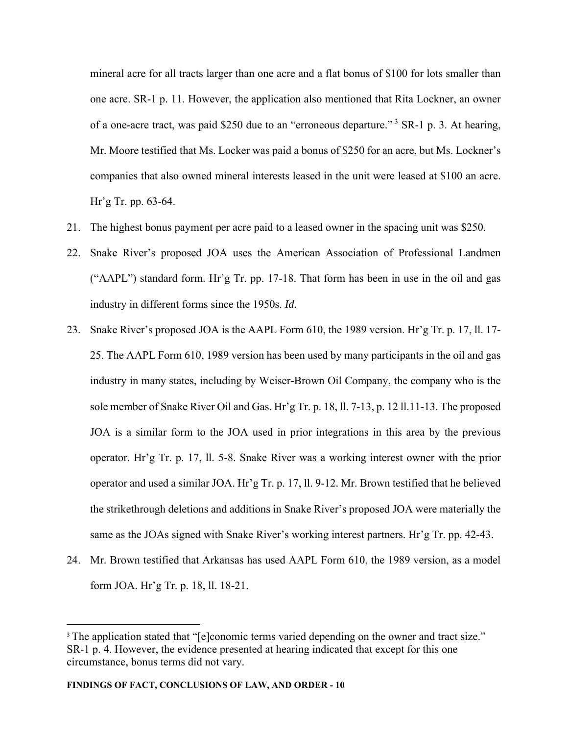mineral acre for all tracts larger than one acre and a flat bonus of $100 for lots smaller than one acre. SR-1 p. 11. However, the application also mentioned that Rita Lockner, an owner of a one-acre tract, was paid $250 due to an "erroneous departure."[3] SR-1 p. 3. At hearing, Mr. Moore testified that Ms. Locker was paid a bonus of $250 for an acre, but Ms. Lockner's companies that also owned mineral interests leased in the unit were leased at $100 an acre. Hr'g Tr. pp. 63-64.

21. The highest bonus payment per acre paid to a leased owner in the spacing unit was $250.

22. Snake River's proposed JOA uses the American Association of Professional Landmen ("AAPL") standard form. Hr'g Tr. pp. 17-18. That form has been in use in the oil and gas industry in different forms since the 1950s. *Id.*

23. Snake River's proposed JOA is the AAPL Form 610, the 1989 version. Hr'g Tr. p. 17, ll. 17-25. The AAPL Form 610, 1989 version has been used by many participants in the oil and gas industry in many states, including by Weiser-Brown Oil Company, the company who is the sole member of Snake River Oil and Gas. Hr'g Tr. p. 18, ll. 7-13, p. 12 ll.11-13. The proposed JOA is a similar form to the JOA used in prior integrations in this area by the previous operator. Hr'g Tr. p. 17, ll. 5-8. Snake River was a working interest owner with the prior operator and used a similar JOA. Hr'g Tr. p. 17, ll. 9-12. Mr. Brown testified that he believed the strikethrough deletions and additions in Snake River's proposed JOA were materially the same as the JOAs signed with Snake River's working interest partners. Hr'g Tr. pp. 42-43.

24. Mr. Brown testified that Arkansas has used AAPL Form 610, the 1989 version, as a model form JOA. Hr'g Tr. p. 18, ll. 18-21.

---

[3] The application stated that "[e]conomic terms varied depending on the owner and tract size." SR-1 p. 4. However, the evidence presented at hearing indicated that except for this one circumstance, bonus terms did not vary.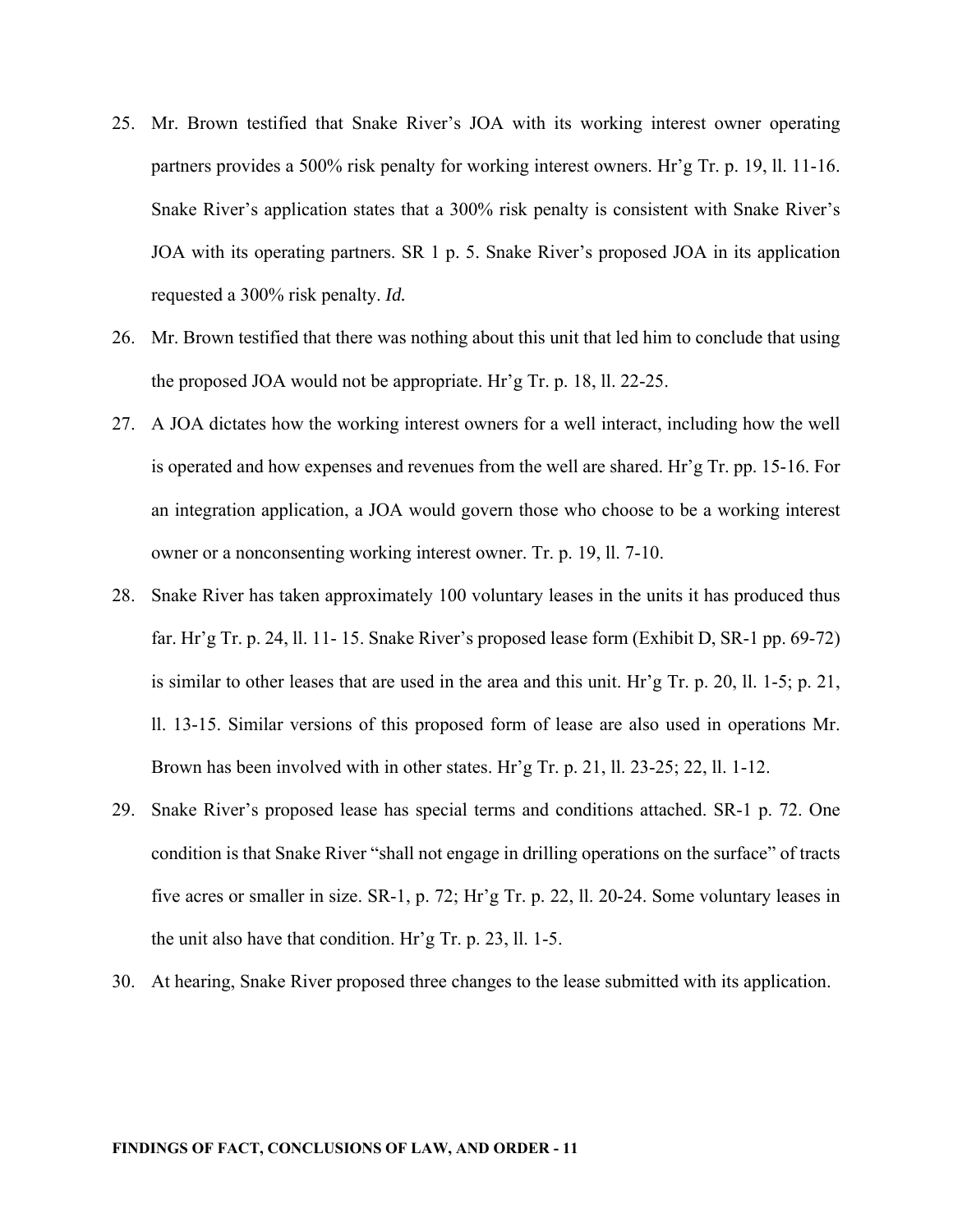25. Mr. Brown testified that Snake River's JOA with its working interest owner operating partners provides a 500% risk penalty for working interest owners. Hr'g Tr. p. 19, ll. 11-16. Snake River's application states that a 300% risk penalty is consistent with Snake River's JOA with its operating partners. SR 1 p. 5. Snake River's proposed JOA in its application requested a 300% risk penalty. *Id.*

26. Mr. Brown testified that there was nothing about this unit that led him to conclude that using the proposed JOA would not be appropriate. Hr'g Tr. p. 18, ll. 22-25.

27. A JOA dictates how the working interest owners for a well interact, including how the well is operated and how expenses and revenues from the well are shared. Hr'g Tr. pp. 15-16. For an integration application, a JOA would govern those who choose to be a working interest owner or a nonconsenting working interest owner. Tr. p. 19, ll. 7-10.

28. Snake River has taken approximately 100 voluntary leases in the units it has produced thus far. Hr'g Tr. p. 24, ll. 11- 15. Snake River's proposed lease form (Exhibit D, SR-1 pp. 69-72) is similar to other leases that are used in the area and this unit. Hr'g Tr. p. 20, ll. 1-5; p. 21, ll. 13-15. Similar versions of this proposed form of lease are also used in operations Mr. Brown has been involved with in other states. Hr'g Tr. p. 21, ll. 23-25; 22, ll. 1-12.

29. Snake River's proposed lease has special terms and conditions attached. SR-1 p. 72. One condition is that Snake River "shall not engage in drilling operations on the surface" of tracts five acres or smaller in size. SR-1, p. 72; Hr'g Tr. p. 22, ll. 20-24. Some voluntary leases in the unit also have that condition. Hr'g Tr. p. 23, ll. 1-5.

30. At hearing, Snake River proposed three changes to the lease submitted with its application.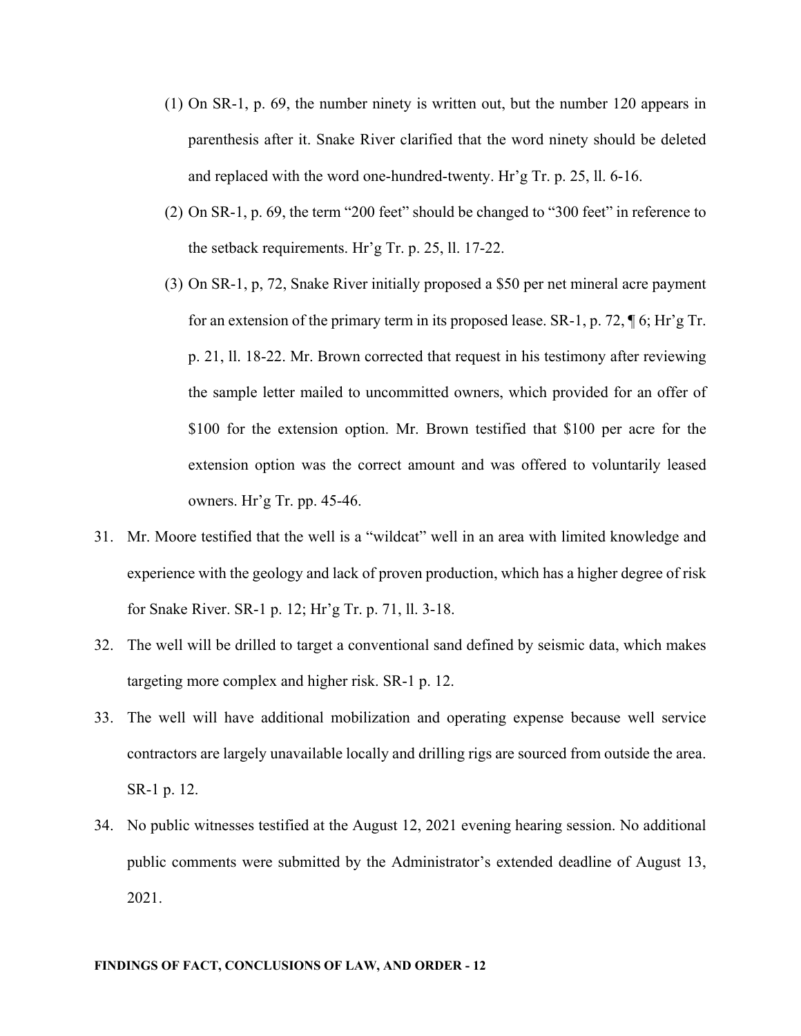(1) On SR-1, p. 69, the number ninety is written out, but the number 120 appears in parenthesis after it. Snake River clarified that the word ninety should be deleted and replaced with the word one-hundred-twenty. Hr'g Tr. p. 25, ll. 6-16.

(2) On SR-1, p. 69, the term "200 feet" should be changed to "300 feet" in reference to the setback requirements. Hr'g Tr. p. 25, ll. 17-22.

(3) On SR-1, p, 72, Snake River initially proposed a $50 per net mineral acre payment for an extension of the primary term in its proposed lease. SR-1, p. 72, ¶ 6; Hr'g Tr. p. 21, ll. 18-22. Mr. Brown corrected that request in his testimony after reviewing the sample letter mailed to uncommitted owners, which provided for an offer of $100 for the extension option. Mr. Brown testified that $100 per acre for the extension option was the correct amount and was offered to voluntarily leased owners. Hr'g Tr. pp. 45-46.

31. Mr. Moore testified that the well is a "wildcat" well in an area with limited knowledge and experience with the geology and lack of proven production, which has a higher degree of risk for Snake River. SR-1 p. 12; Hr'g Tr. p. 71, ll. 3-18.

32. The well will be drilled to target a conventional sand defined by seismic data, which makes targeting more complex and higher risk. SR-1 p. 12.

33. The well will have additional mobilization and operating expense because well service contractors are largely unavailable locally and drilling rigs are sourced from outside the area. SR-1 p. 12.

34. No public witnesses testified at the August 12, 2021 evening hearing session. No additional public comments were submitted by the Administrator's extended deadline of August 13, 2021.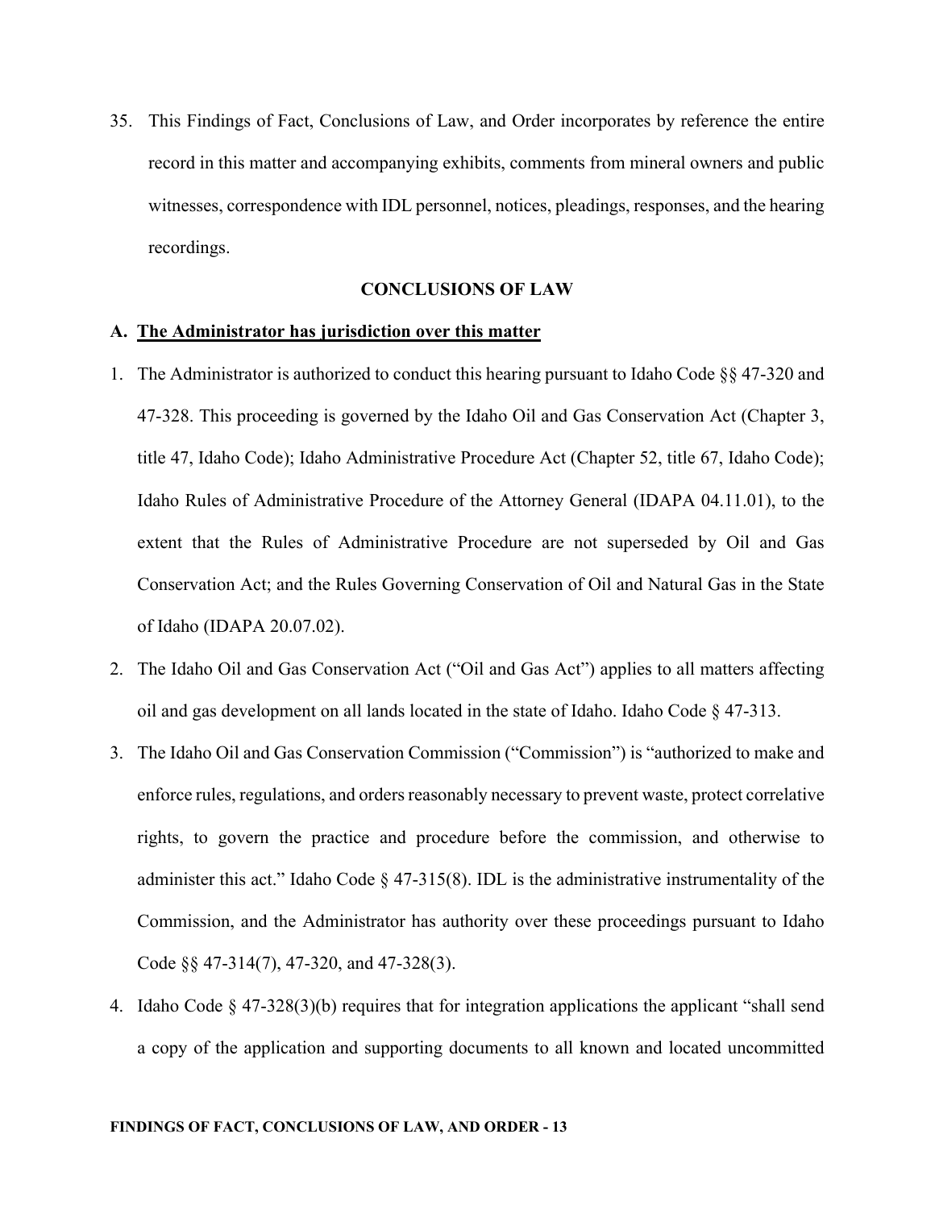35. This Findings of Fact, Conclusions of Law, and Order incorporates by reference the entire record in this matter and accompanying exhibits, comments from mineral owners and public witnesses, correspondence with IDL personnel, notices, pleadings, responses, and the hearing recordings.

## CONCLUSIONS OF LAW

### A. <u>The Administrator has jurisdiction over this matter</u>

1. The Administrator is authorized to conduct this hearing pursuant to Idaho Code §§ 47-320 and 47-328. This proceeding is governed by the Idaho Oil and Gas Conservation Act (Chapter 3, title 47, Idaho Code); Idaho Administrative Procedure Act (Chapter 52, title 67, Idaho Code); Idaho Rules of Administrative Procedure of the Attorney General (IDAPA 04.11.01), to the extent that the Rules of Administrative Procedure are not superseded by Oil and Gas Conservation Act; and the Rules Governing Conservation of Oil and Natural Gas in the State of Idaho (IDAPA 20.07.02).

2. The Idaho Oil and Gas Conservation Act ("Oil and Gas Act") applies to all matters affecting oil and gas development on all lands located in the state of Idaho. Idaho Code § 47-313.

3. The Idaho Oil and Gas Conservation Commission ("Commission") is "authorized to make and enforce rules, regulations, and orders reasonably necessary to prevent waste, protect correlative rights, to govern the practice and procedure before the commission, and otherwise to administer this act." Idaho Code § 47-315(8). IDL is the administrative instrumentality of the Commission, and the Administrator has authority over these proceedings pursuant to Idaho Code §§ 47-314(7), 47-320, and 47-328(3).

4. Idaho Code § 47-328(3)(b) requires that for integration applications the applicant "shall send a copy of the application and supporting documents to all known and located uncommitted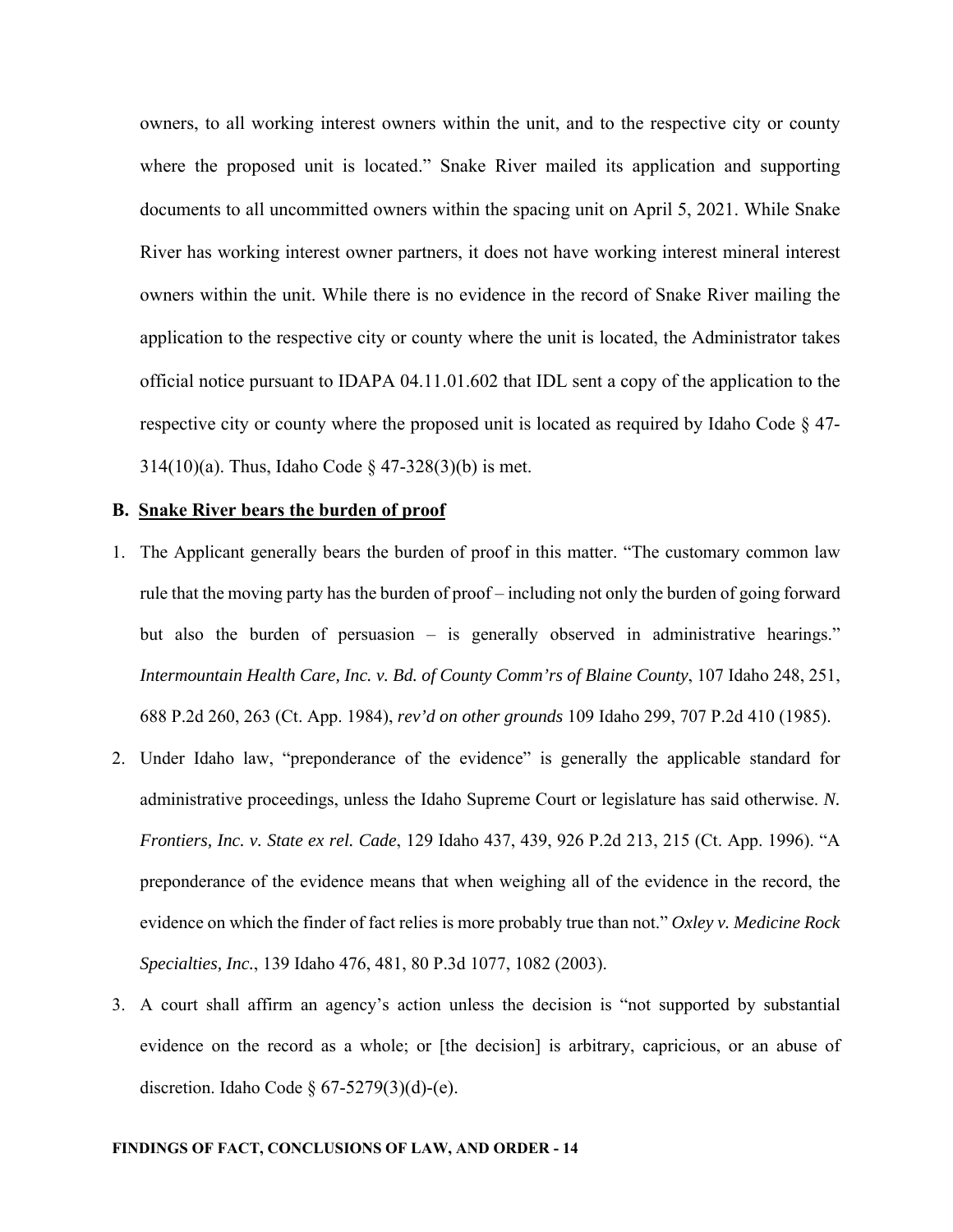owners, to all working interest owners within the unit, and to the respective city or county where the proposed unit is located." Snake River mailed its application and supporting documents to all uncommitted owners within the spacing unit on April 5, 2021. While Snake River has working interest owner partners, it does not have working interest mineral interest owners within the unit. While there is no evidence in the record of Snake River mailing the application to the respective city or county where the unit is located, the Administrator takes official notice pursuant to IDAPA 04.11.01.602 that IDL sent a copy of the application to the respective city or county where the proposed unit is located as required by Idaho Code § 47-314(10)(a). Thus, Idaho Code § 47-328(3)(b) is met.

**B. <u>Snake River bears the burden of proof</u>**

1. The Applicant generally bears the burden of proof in this matter. "The customary common law rule that the moving party has the burden of proof – including not only the burden of going forward but also the burden of persuasion – is generally observed in administrative hearings." *Intermountain Health Care, Inc. v. Bd. of County Comm'rs of Blaine County*, 107 Idaho 248, 251, 688 P.2d 260, 263 (Ct. App. 1984), *rev'd on other grounds* 109 Idaho 299, 707 P.2d 410 (1985).
2. Under Idaho law, "preponderance of the evidence" is generally the applicable standard for administrative proceedings, unless the Idaho Supreme Court or legislature has said otherwise. *N. Frontiers, Inc. v. State ex rel. Cade*, 129 Idaho 437, 439, 926 P.2d 213, 215 (Ct. App. 1996). "A preponderance of the evidence means that when weighing all of the evidence in the record, the evidence on which the finder of fact relies is more probably true than not." *Oxley v. Medicine Rock Specialties, Inc.*, 139 Idaho 476, 481, 80 P.3d 1077, 1082 (2003).
3. A court shall affirm an agency's action unless the decision is "not supported by substantial evidence on the record as a whole; or [the decision] is arbitrary, capricious, or an abuse of discretion. Idaho Code § 67-5279(3)(d)-(e).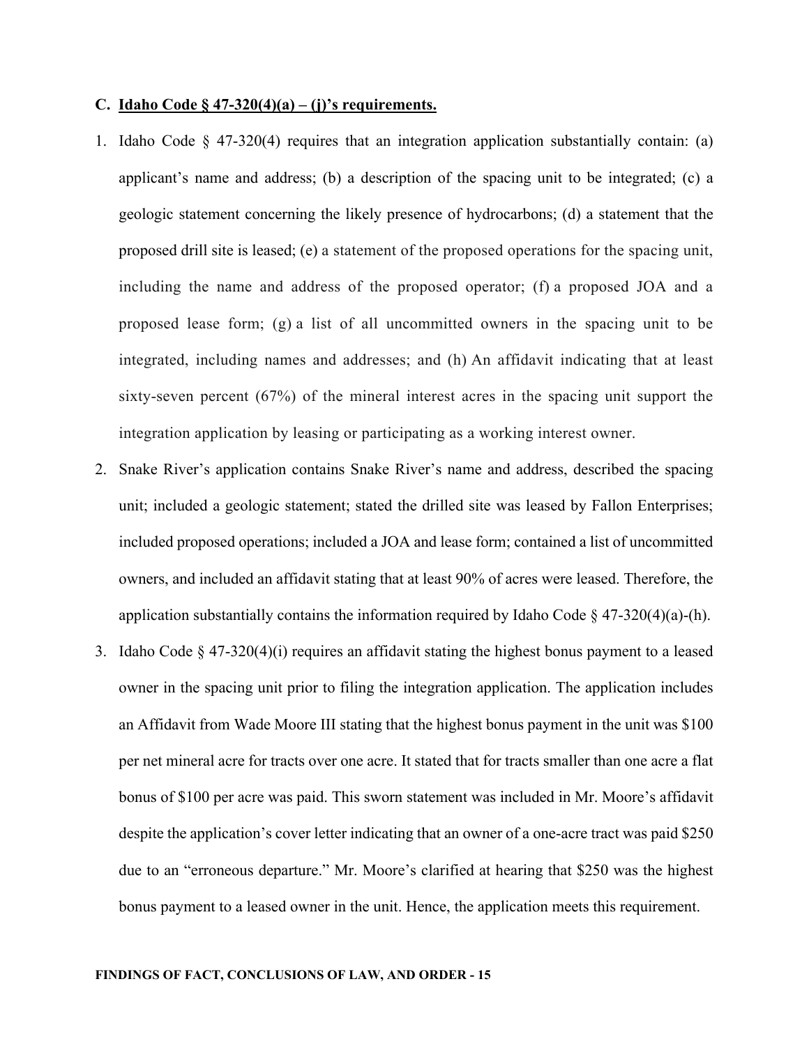**C. Idaho Code § 47-320(4)(a) – (j)'s requirements.**

1. Idaho Code § 47-320(4) requires that an integration application substantially contain: (a) applicant's name and address; (b) a description of the spacing unit to be integrated; (c) a geologic statement concerning the likely presence of hydrocarbons; (d) a statement that the proposed drill site is leased; (e) a statement of the proposed operations for the spacing unit, including the name and address of the proposed operator; (f) a proposed JOA and a proposed lease form; (g) a list of all uncommitted owners in the spacing unit to be integrated, including names and addresses; and (h) An affidavit indicating that at least sixty-seven percent (67%) of the mineral interest acres in the spacing unit support the integration application by leasing or participating as a working interest owner.
2. Snake River's application contains Snake River's name and address, described the spacing unit; included a geologic statement; stated the drilled site was leased by Fallon Enterprises; included proposed operations; included a JOA and lease form; contained a list of uncommitted owners, and included an affidavit stating that at least 90% of acres were leased. Therefore, the application substantially contains the information required by Idaho Code § 47-320(4)(a)-(h).
3. Idaho Code § 47-320(4)(i) requires an affidavit stating the highest bonus payment to a leased owner in the spacing unit prior to filing the integration application. The application includes an Affidavit from Wade Moore III stating that the highest bonus payment in the unit was $100 per net mineral acre for tracts over one acre. It stated that for tracts smaller than one acre a flat bonus of $100 per acre was paid. This sworn statement was included in Mr. Moore's affidavit despite the application's cover letter indicating that an owner of a one-acre tract was paid $250 due to an "erroneous departure." Mr. Moore's clarified at hearing that $250 was the highest bonus payment to a leased owner in the unit. Hence, the application meets this requirement.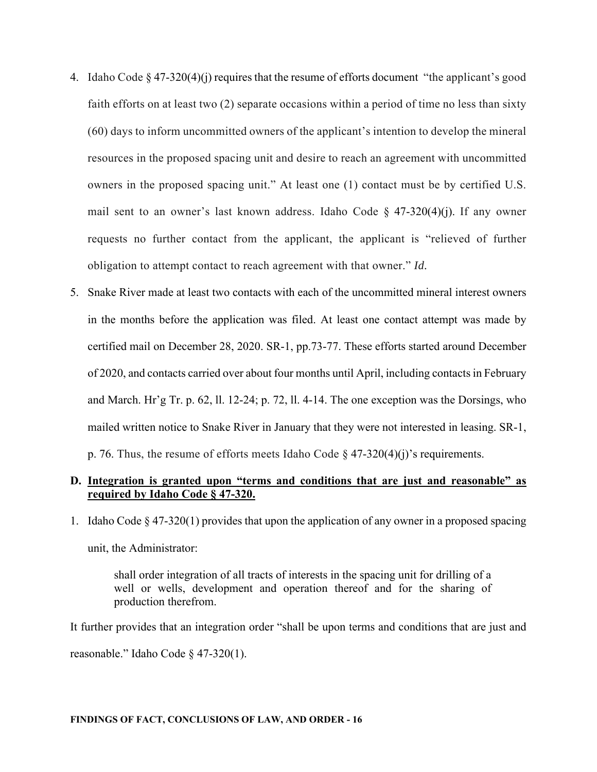4. Idaho Code § 47-320(4)(j) requires that the resume of efforts document "the applicant's good faith efforts on at least two (2) separate occasions within a period of time no less than sixty (60) days to inform uncommitted owners of the applicant's intention to develop the mineral resources in the proposed spacing unit and desire to reach an agreement with uncommitted owners in the proposed spacing unit." At least one (1) contact must be by certified U.S. mail sent to an owner's last known address. Idaho Code § 47-320(4)(j). If any owner requests no further contact from the applicant, the applicant is "relieved of further obligation to attempt contact to reach agreement with that owner." *Id.*

5. Snake River made at least two contacts with each of the uncommitted mineral interest owners in the months before the application was filed. At least one contact attempt was made by certified mail on December 28, 2020. SR-1, pp.73-77. These efforts started around December of 2020, and contacts carried over about four months until April, including contacts in February and March. Hr'g Tr. p. 62, ll. 12-24; p. 72, ll. 4-14. The one exception was the Dorsings, who mailed written notice to Snake River in January that they were not interested in leasing. SR-1, p. 76. Thus, the resume of efforts meets Idaho Code § 47-320(4)(j)'s requirements.

### D. <u>Integration is granted upon "terms and conditions that are just and reasonable" as required by Idaho Code § 47-320.</u>

1. Idaho Code § 47-320(1) provides that upon the application of any owner in a proposed spacing unit, the Administrator:

> shall order integration of all tracts of interests in the spacing unit for drilling of a well or wells, development and operation thereof and for the sharing of production therefrom.

It further provides that an integration order "shall be upon terms and conditions that are just and reasonable." Idaho Code § 47-320(1).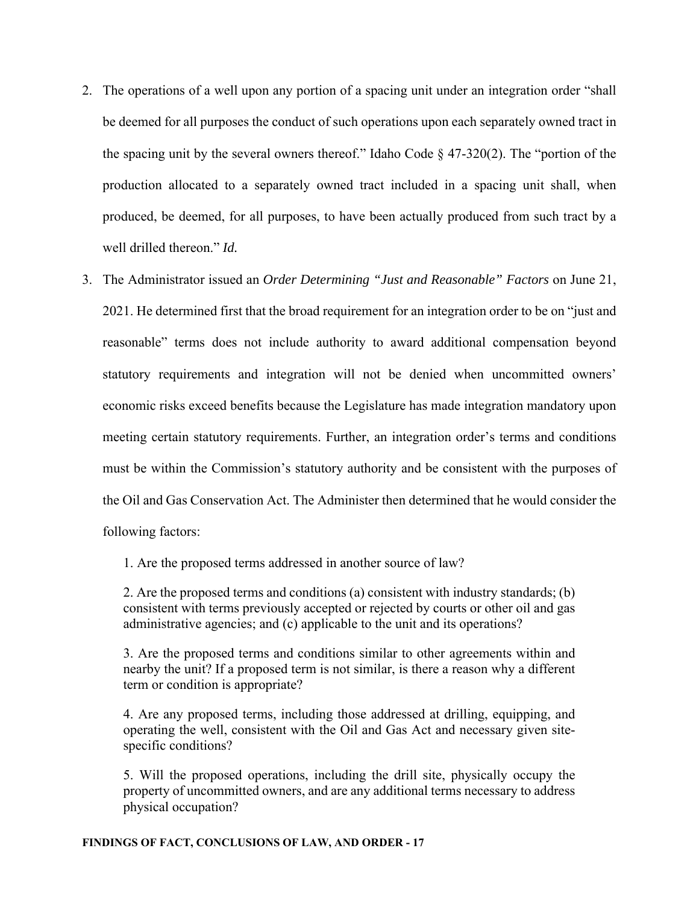2. The operations of a well upon any portion of a spacing unit under an integration order "shall be deemed for all purposes the conduct of such operations upon each separately owned tract in the spacing unit by the several owners thereof." Idaho Code § 47-320(2). The "portion of the production allocated to a separately owned tract included in a spacing unit shall, when produced, be deemed, for all purposes, to have been actually produced from such tract by a well drilled thereon." *Id.*

3. The Administrator issued an *Order Determining "Just and Reasonable" Factors* on June 21, 2021. He determined first that the broad requirement for an integration order to be on "just and reasonable" terms does not include authority to award additional compensation beyond statutory requirements and integration will not be denied when uncommitted owners' economic risks exceed benefits because the Legislature has made integration mandatory upon meeting certain statutory requirements. Further, an integration order's terms and conditions must be within the Commission's statutory authority and be consistent with the purposes of the Oil and Gas Conservation Act. The Administer then determined that he would consider the following factors:

   1. Are the proposed terms addressed in another source of law?

   2. Are the proposed terms and conditions (a) consistent with industry standards; (b) consistent with terms previously accepted or rejected by courts or other oil and gas administrative agencies; and (c) applicable to the unit and its operations?

   3. Are the proposed terms and conditions similar to other agreements within and nearby the unit? If a proposed term is not similar, is there a reason why a different term or condition is appropriate?

   4. Are any proposed terms, including those addressed at drilling, equipping, and operating the well, consistent with the Oil and Gas Act and necessary given site-specific conditions?

   5. Will the proposed operations, including the drill site, physically occupy the property of uncommitted owners, and are any additional terms necessary to address physical occupation?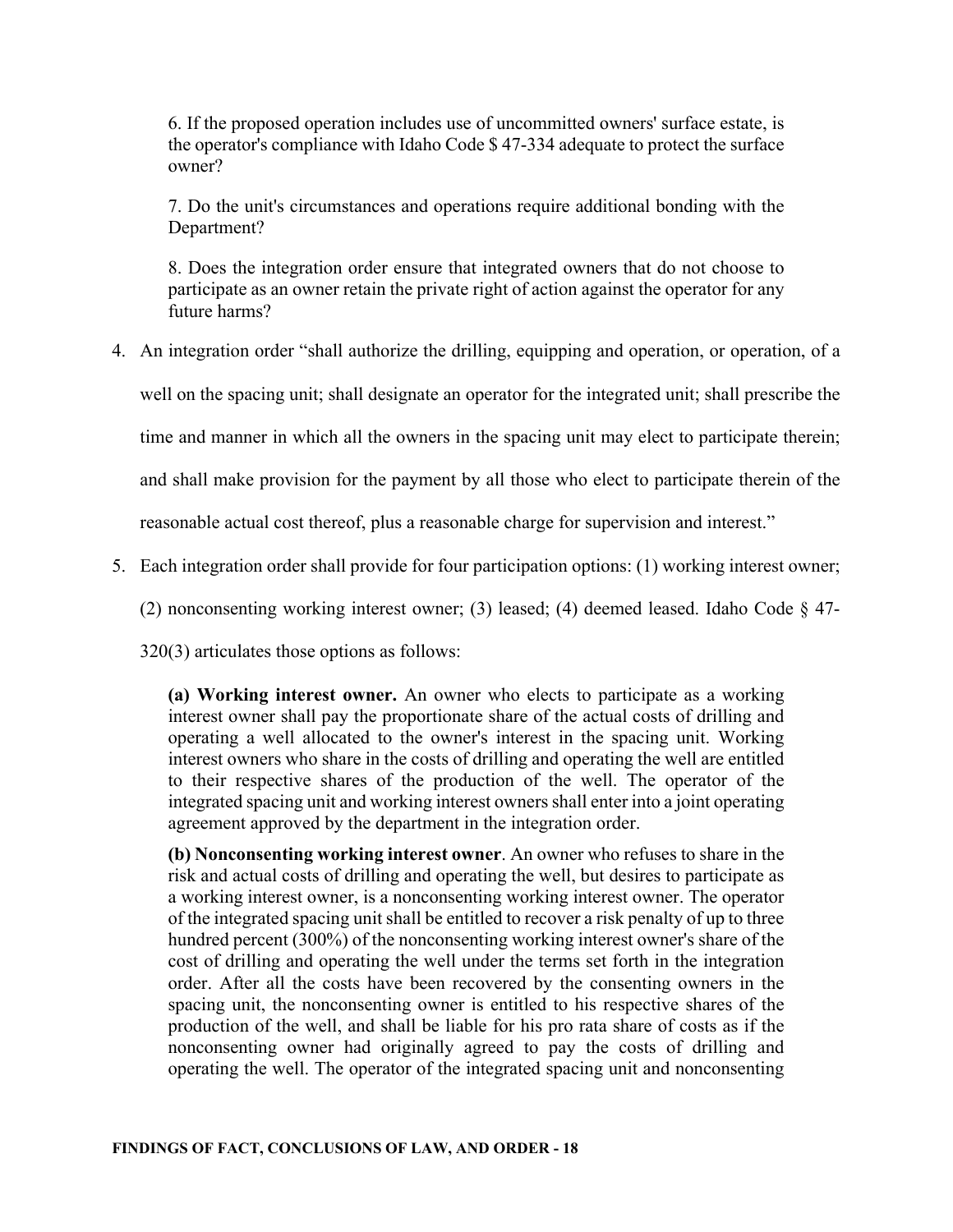6. If the proposed operation includes use of uncommitted owners' surface estate, is the operator's compliance with Idaho Code $ 47-334 adequate to protect the surface owner?

7. Do the unit's circumstances and operations require additional bonding with the Department?

8. Does the integration order ensure that integrated owners that do not choose to participate as an owner retain the private right of action against the operator for any future harms?

4. An integration order "shall authorize the drilling, equipping and operation, or operation, of a well on the spacing unit; shall designate an operator for the integrated unit; shall prescribe the time and manner in which all the owners in the spacing unit may elect to participate therein; and shall make provision for the payment by all those who elect to participate therein of the reasonable actual cost thereof, plus a reasonable charge for supervision and interest."

5. Each integration order shall provide for four participation options: (1) working interest owner; (2) nonconsenting working interest owner; (3) leased; (4) deemed leased. Idaho Code § 47-320(3) articulates those options as follows:

> **(a) Working interest owner.** An owner who elects to participate as a working interest owner shall pay the proportionate share of the actual costs of drilling and operating a well allocated to the owner's interest in the spacing unit. Working interest owners who share in the costs of drilling and operating the well are entitled to their respective shares of the production of the well. The operator of the integrated spacing unit and working interest owners shall enter into a joint operating agreement approved by the department in the integration order.
>
> **(b) Nonconsenting working interest owner**. An owner who refuses to share in the risk and actual costs of drilling and operating the well, but desires to participate as a working interest owner, is a nonconsenting working interest owner. The operator of the integrated spacing unit shall be entitled to recover a risk penalty of up to three hundred percent (300%) of the nonconsenting working interest owner's share of the cost of drilling and operating the well under the terms set forth in the integration order. After all the costs have been recovered by the consenting owners in the spacing unit, the nonconsenting owner is entitled to his respective shares of the production of the well, and shall be liable for his pro rata share of costs as if the nonconsenting owner had originally agreed to pay the costs of drilling and operating the well. The operator of the integrated spacing unit and nonconsenting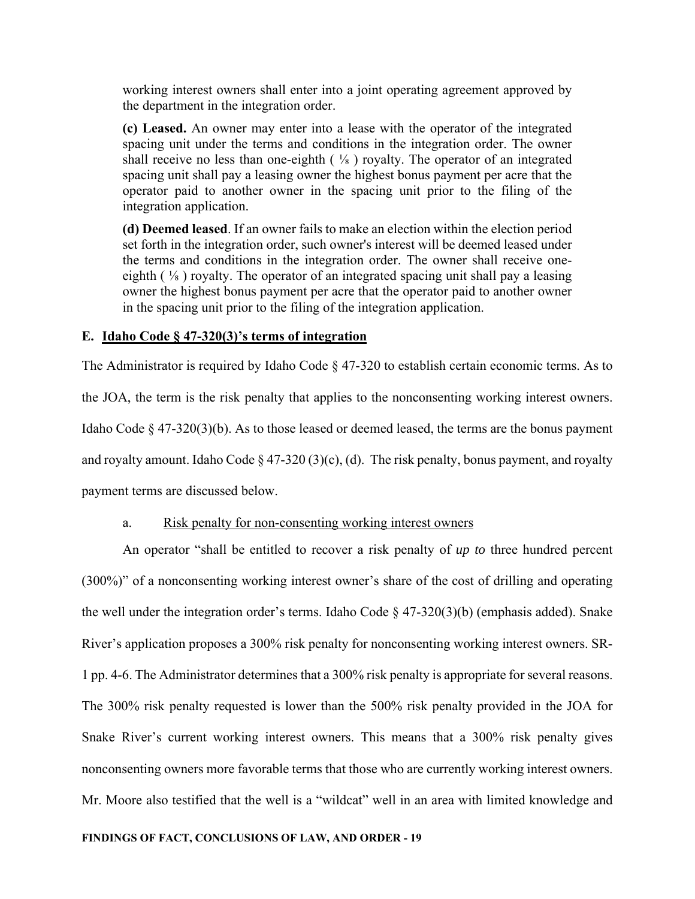working interest owners shall enter into a joint operating agreement approved by the department in the integration order.

**(c) Leased.** An owner may enter into a lease with the operator of the integrated spacing unit under the terms and conditions in the integration order. The owner shall receive no less than one-eighth ( ⅛ ) royalty. The operator of an integrated spacing unit shall pay a leasing owner the highest bonus payment per acre that the operator paid to another owner in the spacing unit prior to the filing of the integration application.

**(d) Deemed leased**. If an owner fails to make an election within the election period set forth in the integration order, such owner's interest will be deemed leased under the terms and conditions in the integration order. The owner shall receive one-eighth ( ⅛ ) royalty. The operator of an integrated spacing unit shall pay a leasing owner the highest bonus payment per acre that the operator paid to another owner in the spacing unit prior to the filing of the integration application.

### E. Idaho Code § 47-320(3)'s terms of integration

The Administrator is required by Idaho Code § 47-320 to establish certain economic terms. As to the JOA, the term is the risk penalty that applies to the nonconsenting working interest owners. Idaho Code § 47-320(3)(b). As to those leased or deemed leased, the terms are the bonus payment and royalty amount. Idaho Code § 47-320 (3)(c), (d). The risk penalty, bonus payment, and royalty payment terms are discussed below.

#### a. Risk penalty for non-consenting working interest owners

An operator "shall be entitled to recover a risk penalty of *up to* three hundred percent (300%)" of a nonconsenting working interest owner's share of the cost of drilling and operating the well under the integration order's terms. Idaho Code § 47-320(3)(b) (emphasis added). Snake River's application proposes a 300% risk penalty for nonconsenting working interest owners. SR-1 pp. 4-6. The Administrator determines that a 300% risk penalty is appropriate for several reasons. The 300% risk penalty requested is lower than the 500% risk penalty provided in the JOA for Snake River's current working interest owners. This means that a 300% risk penalty gives nonconsenting owners more favorable terms that those who are currently working interest owners. Mr. Moore also testified that the well is a "wildcat" well in an area with limited knowledge and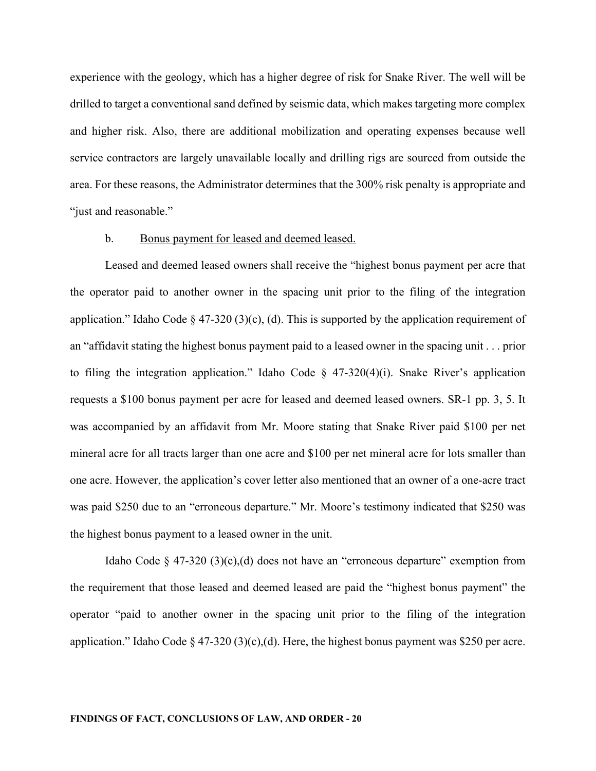experience with the geology, which has a higher degree of risk for Snake River. The well will be drilled to target a conventional sand defined by seismic data, which makes targeting more complex and higher risk. Also, there are additional mobilization and operating expenses because well service contractors are largely unavailable locally and drilling rigs are sourced from outside the area. For these reasons, the Administrator determines that the 300% risk penalty is appropriate and "just and reasonable."

b. Bonus payment for leased and deemed leased.

Leased and deemed leased owners shall receive the "highest bonus payment per acre that the operator paid to another owner in the spacing unit prior to the filing of the integration application." Idaho Code § 47-320 (3)(c), (d). This is supported by the application requirement of an "affidavit stating the highest bonus payment paid to a leased owner in the spacing unit . . . prior to filing the integration application." Idaho Code § 47-320(4)(i). Snake River's application requests a $100 bonus payment per acre for leased and deemed leased owners. SR-1 pp. 3, 5. It was accompanied by an affidavit from Mr. Moore stating that Snake River paid $100 per net mineral acre for all tracts larger than one acre and $100 per net mineral acre for lots smaller than one acre. However, the application's cover letter also mentioned that an owner of a one-acre tract was paid $250 due to an "erroneous departure." Mr. Moore's testimony indicated that $250 was the highest bonus payment to a leased owner in the unit.

Idaho Code § 47-320 (3)(c),(d) does not have an "erroneous departure" exemption from the requirement that those leased and deemed leased are paid the "highest bonus payment" the operator "paid to another owner in the spacing unit prior to the filing of the integration application." Idaho Code § 47-320 (3)(c),(d). Here, the highest bonus payment was $250 per acre.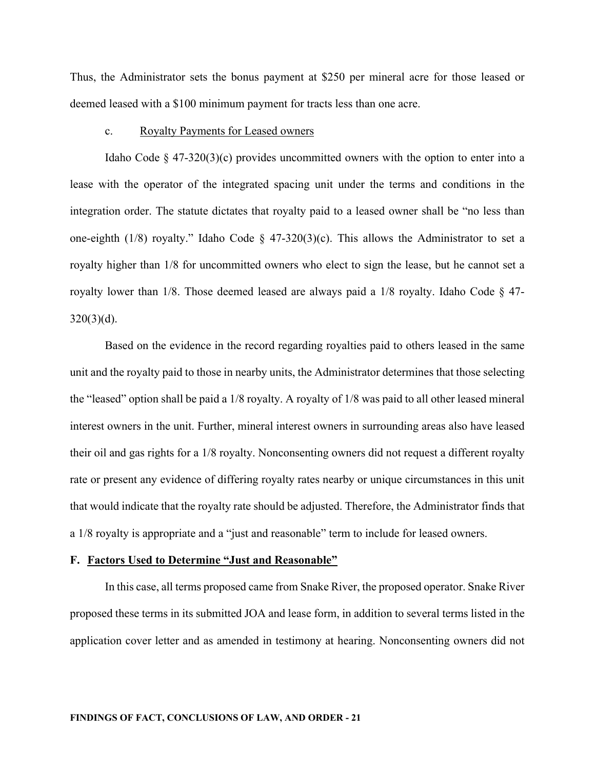Thus, the Administrator sets the bonus payment at $250 per mineral acre for those leased or deemed leased with a $100 minimum payment for tracts less than one acre.

c. Royalty Payments for Leased owners

Idaho Code § 47-320(3)(c) provides uncommitted owners with the option to enter into a lease with the operator of the integrated spacing unit under the terms and conditions in the integration order. The statute dictates that royalty paid to a leased owner shall be "no less than one-eighth (1/8) royalty." Idaho Code § 47-320(3)(c). This allows the Administrator to set a royalty higher than 1/8 for uncommitted owners who elect to sign the lease, but he cannot set a royalty lower than 1/8. Those deemed leased are always paid a 1/8 royalty. Idaho Code § 47-320(3)(d).

Based on the evidence in the record regarding royalties paid to others leased in the same unit and the royalty paid to those in nearby units, the Administrator determines that those selecting the "leased" option shall be paid a 1/8 royalty. A royalty of 1/8 was paid to all other leased mineral interest owners in the unit. Further, mineral interest owners in surrounding areas also have leased their oil and gas rights for a 1/8 royalty. Nonconsenting owners did not request a different royalty rate or present any evidence of differing royalty rates nearby or unique circumstances in this unit that would indicate that the royalty rate should be adjusted. Therefore, the Administrator finds that a 1/8 royalty is appropriate and a "just and reasonable" term to include for leased owners.

**F. Factors Used to Determine "Just and Reasonable"**

In this case, all terms proposed came from Snake River, the proposed operator. Snake River proposed these terms in its submitted JOA and lease form, in addition to several terms listed in the application cover letter and as amended in testimony at hearing. Nonconsenting owners did not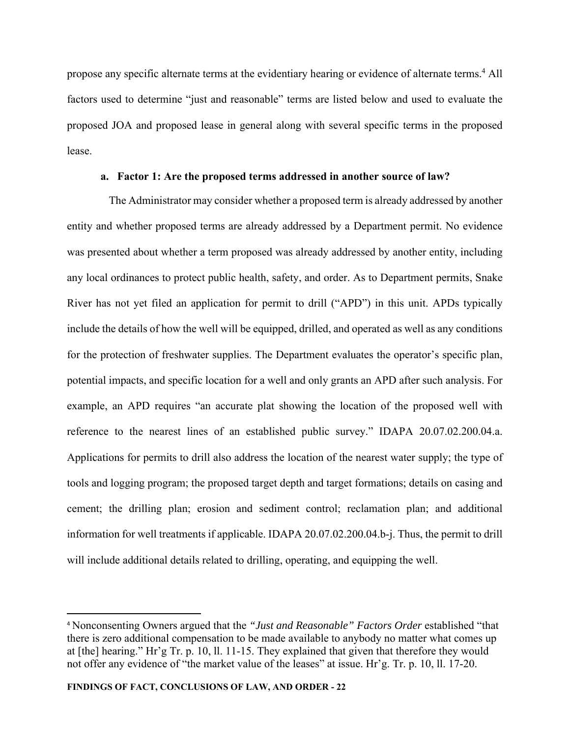propose any specific alternate terms at the evidentiary hearing or evidence of alternate terms.[4] All factors used to determine "just and reasonable" terms are listed below and used to evaluate the proposed JOA and proposed lease in general along with several specific terms in the proposed lease.

**a. Factor 1: Are the proposed terms addressed in another source of law?**

The Administrator may consider whether a proposed term is already addressed by another entity and whether proposed terms are already addressed by a Department permit. No evidence was presented about whether a term proposed was already addressed by another entity, including any local ordinances to protect public health, safety, and order. As to Department permits, Snake River has not yet filed an application for permit to drill ("APD") in this unit. APDs typically include the details of how the well will be equipped, drilled, and operated as well as any conditions for the protection of freshwater supplies. The Department evaluates the operator's specific plan, potential impacts, and specific location for a well and only grants an APD after such analysis. For example, an APD requires "an accurate plat showing the location of the proposed well with reference to the nearest lines of an established public survey." IDAPA 20.07.02.200.04.a. Applications for permits to drill also address the location of the nearest water supply; the type of tools and logging program; the proposed target depth and target formations; details on casing and cement; the drilling plan; erosion and sediment control; reclamation plan; and additional information for well treatments if applicable. IDAPA 20.07.02.200.04.b-j. Thus, the permit to drill will include additional details related to drilling, operating, and equipping the well.

---

[4] Nonconsenting Owners argued that the *"Just and Reasonable" Factors Order* established "that there is zero additional compensation to be made available to anybody no matter what comes up at [the] hearing." Hr'g Tr. p. 10, ll. 11-15. They explained that given that therefore they would not offer any evidence of "the market value of the leases" at issue. Hr'g. Tr. p. 10, ll. 17-20.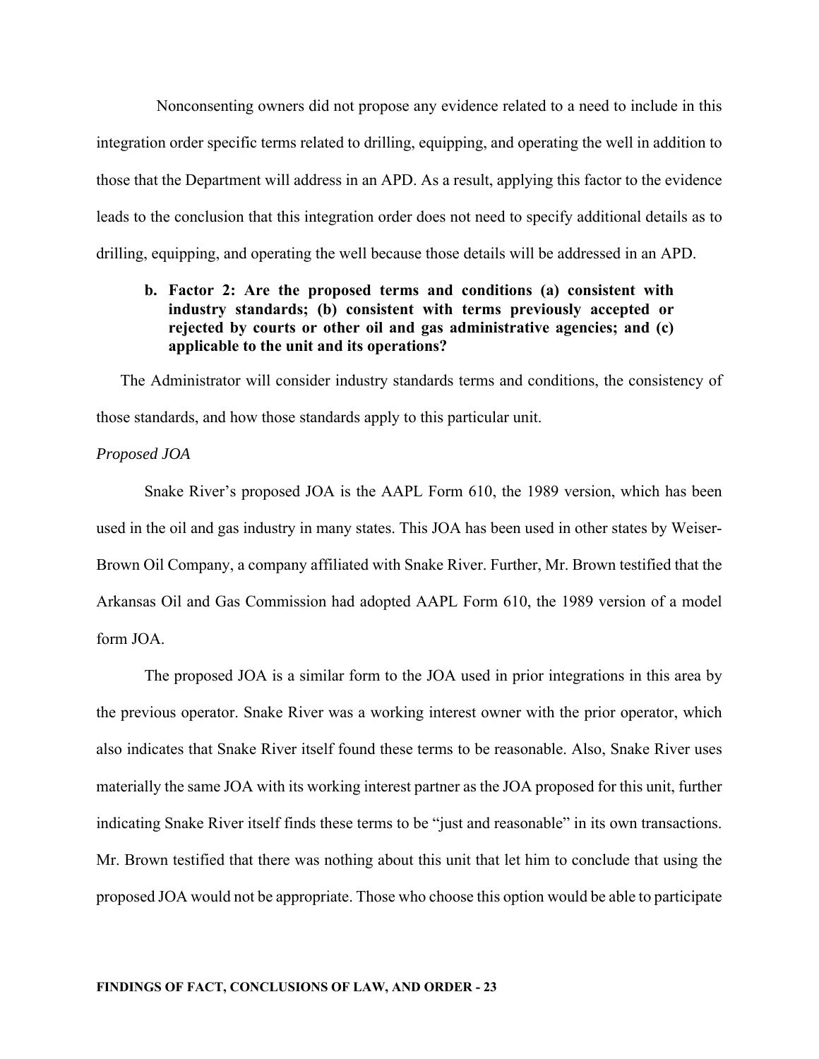Nonconsenting owners did not propose any evidence related to a need to include in this integration order specific terms related to drilling, equipping, and operating the well in addition to those that the Department will address in an APD. As a result, applying this factor to the evidence leads to the conclusion that this integration order does not need to specify additional details as to drilling, equipping, and operating the well because those details will be addressed in an APD.

**b. Factor 2: Are the proposed terms and conditions (a) consistent with industry standards; (b) consistent with terms previously accepted or rejected by courts or other oil and gas administrative agencies; and (c) applicable to the unit and its operations?**

The Administrator will consider industry standards terms and conditions, the consistency of those standards, and how those standards apply to this particular unit.

*Proposed JOA*

Snake River's proposed JOA is the AAPL Form 610, the 1989 version, which has been used in the oil and gas industry in many states. This JOA has been used in other states by Weiser-Brown Oil Company, a company affiliated with Snake River. Further, Mr. Brown testified that the Arkansas Oil and Gas Commission had adopted AAPL Form 610, the 1989 version of a model form JOA.

The proposed JOA is a similar form to the JOA used in prior integrations in this area by the previous operator. Snake River was a working interest owner with the prior operator, which also indicates that Snake River itself found these terms to be reasonable. Also, Snake River uses materially the same JOA with its working interest partner as the JOA proposed for this unit, further indicating Snake River itself finds these terms to be "just and reasonable" in its own transactions. Mr. Brown testified that there was nothing about this unit that let him to conclude that using the proposed JOA would not be appropriate. Those who choose this option would be able to participate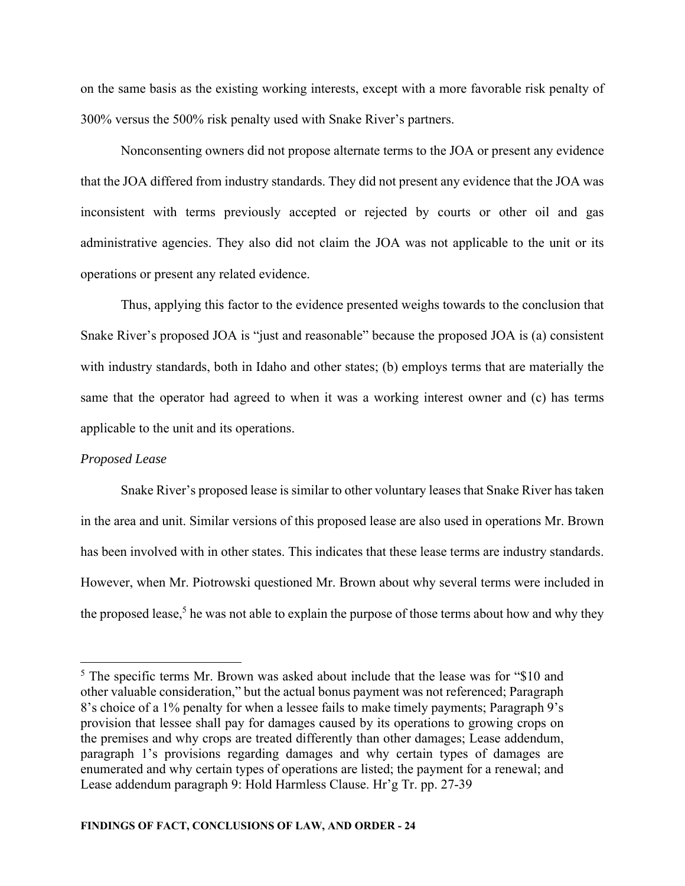on the same basis as the existing working interests, except with a more favorable risk penalty of 300% versus the 500% risk penalty used with Snake River's partners.

Nonconsenting owners did not propose alternate terms to the JOA or present any evidence that the JOA differed from industry standards. They did not present any evidence that the JOA was inconsistent with terms previously accepted or rejected by courts or other oil and gas administrative agencies. They also did not claim the JOA was not applicable to the unit or its operations or present any related evidence.

Thus, applying this factor to the evidence presented weighs towards to the conclusion that Snake River's proposed JOA is "just and reasonable" because the proposed JOA is (a) consistent with industry standards, both in Idaho and other states; (b) employs terms that are materially the same that the operator had agreed to when it was a working interest owner and (c) has terms applicable to the unit and its operations.

*Proposed Lease*

Snake River's proposed lease is similar to other voluntary leases that Snake River has taken in the area and unit. Similar versions of this proposed lease are also used in operations Mr. Brown has been involved with in other states. This indicates that these lease terms are industry standards. However, when Mr. Piotrowski questioned Mr. Brown about why several terms were included in the proposed lease,[5] he was not able to explain the purpose of those terms about how and why they

[5] The specific terms Mr. Brown was asked about include that the lease was for "$10 and other valuable consideration," but the actual bonus payment was not referenced; Paragraph 8's choice of a 1% penalty for when a lessee fails to make timely payments; Paragraph 9's provision that lessee shall pay for damages caused by its operations to growing crops on the premises and why crops are treated differently than other damages; Lease addendum, paragraph 1's provisions regarding damages and why certain types of damages are enumerated and why certain types of operations are listed; the payment for a renewal; and Lease addendum paragraph 9: Hold Harmless Clause. Hr'g Tr. pp. 27-39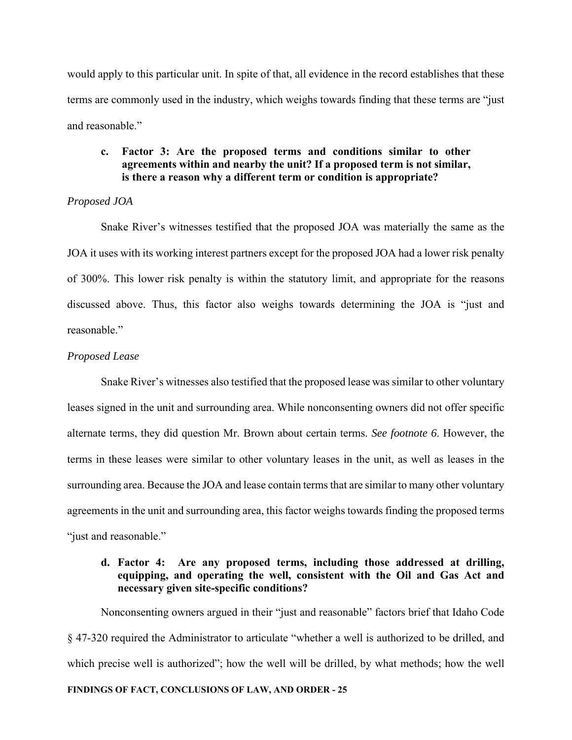would apply to this particular unit. In spite of that, all evidence in the record establishes that these terms are commonly used in the industry, which weighs towards finding that these terms are "just and reasonable."

**c. Factor 3: Are the proposed terms and conditions similar to other agreements within and nearby the unit? If a proposed term is not similar, is there a reason why a different term or condition is appropriate?**

*Proposed JOA*

Snake River's witnesses testified that the proposed JOA was materially the same as the JOA it uses with its working interest partners except for the proposed JOA had a lower risk penalty of 300%. This lower risk penalty is within the statutory limit, and appropriate for the reasons discussed above. Thus, this factor also weighs towards determining the JOA is "just and reasonable."

*Proposed Lease*

Snake River's witnesses also testified that the proposed lease was similar to other voluntary leases signed in the unit and surrounding area. While nonconsenting owners did not offer specific alternate terms, they did question Mr. Brown about certain terms. *See footnote 6*. However, the terms in these leases were similar to other voluntary leases in the unit, as well as leases in the surrounding area. Because the JOA and lease contain terms that are similar to many other voluntary agreements in the unit and surrounding area, this factor weighs towards finding the proposed terms "just and reasonable."

**d. Factor 4: Are any proposed terms, including those addressed at drilling, equipping, and operating the well, consistent with the Oil and Gas Act and necessary given site-specific conditions?**

Nonconsenting owners argued in their "just and reasonable" factors brief that Idaho Code § 47-320 required the Administrator to articulate "whether a well is authorized to be drilled, and which precise well is authorized"; how the well will be drilled, by what methods; how the well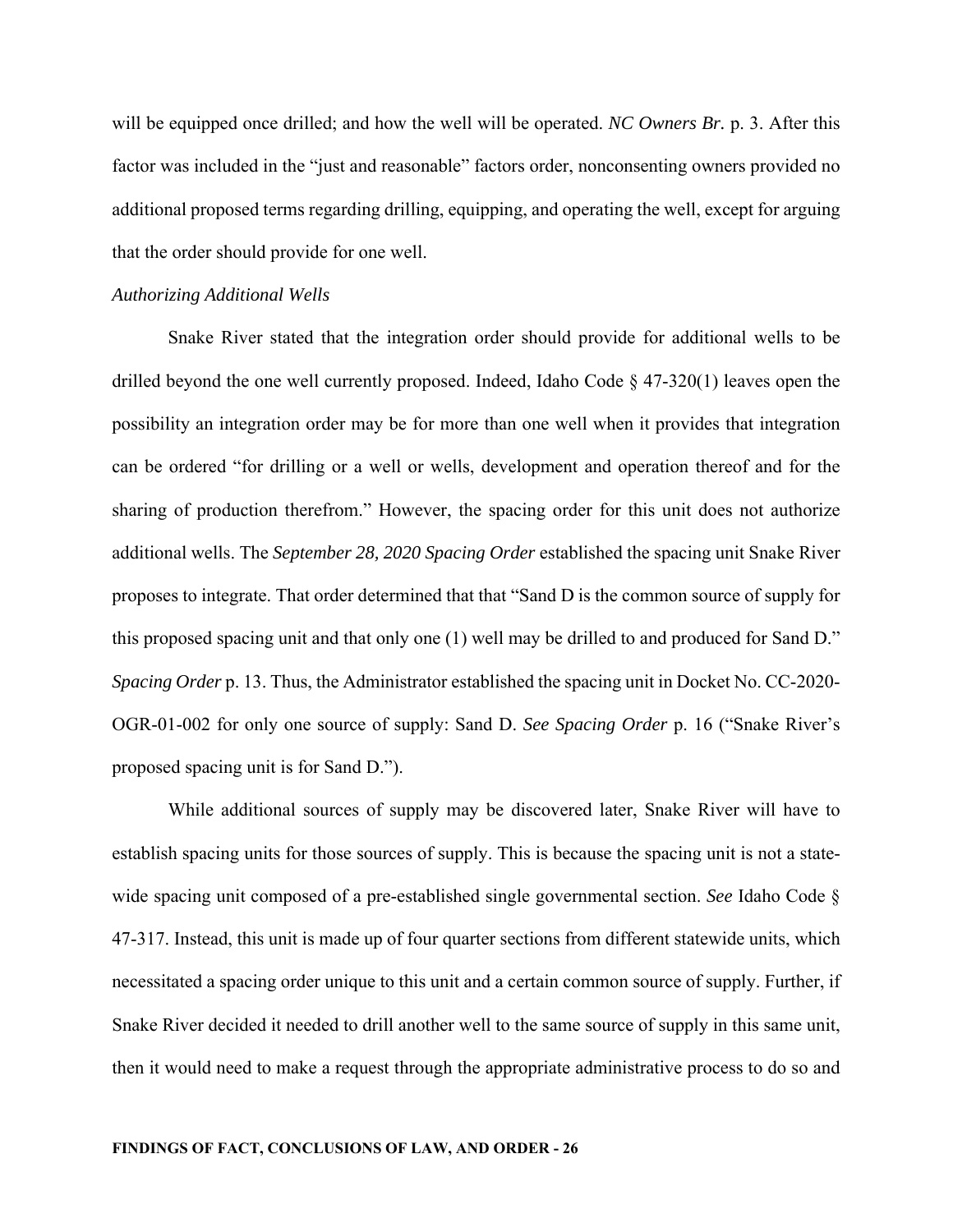will be equipped once drilled; and how the well will be operated. *NC Owners Br.* p. 3. After this factor was included in the "just and reasonable" factors order, nonconsenting owners provided no additional proposed terms regarding drilling, equipping, and operating the well, except for arguing that the order should provide for one well.

*Authorizing Additional Wells*

Snake River stated that the integration order should provide for additional wells to be drilled beyond the one well currently proposed. Indeed, Idaho Code § 47-320(1) leaves open the possibility an integration order may be for more than one well when it provides that integration can be ordered "for drilling or a well or wells, development and operation thereof and for the sharing of production therefrom." However, the spacing order for this unit does not authorize additional wells. The *September 28, 2020 Spacing Order* established the spacing unit Snake River proposes to integrate. That order determined that that "Sand D is the common source of supply for this proposed spacing unit and that only one (1) well may be drilled to and produced for Sand D." *Spacing Order* p. 13. Thus, the Administrator established the spacing unit in Docket No. CC-2020-OGR-01-002 for only one source of supply: Sand D. *See Spacing Order* p. 16 ("Snake River's proposed spacing unit is for Sand D.").

While additional sources of supply may be discovered later, Snake River will have to establish spacing units for those sources of supply. This is because the spacing unit is not a state-wide spacing unit composed of a pre-established single governmental section. *See* Idaho Code § 47-317. Instead, this unit is made up of four quarter sections from different statewide units, which necessitated a spacing order unique to this unit and a certain common source of supply. Further, if Snake River decided it needed to drill another well to the same source of supply in this same unit, then it would need to make a request through the appropriate administrative process to do so and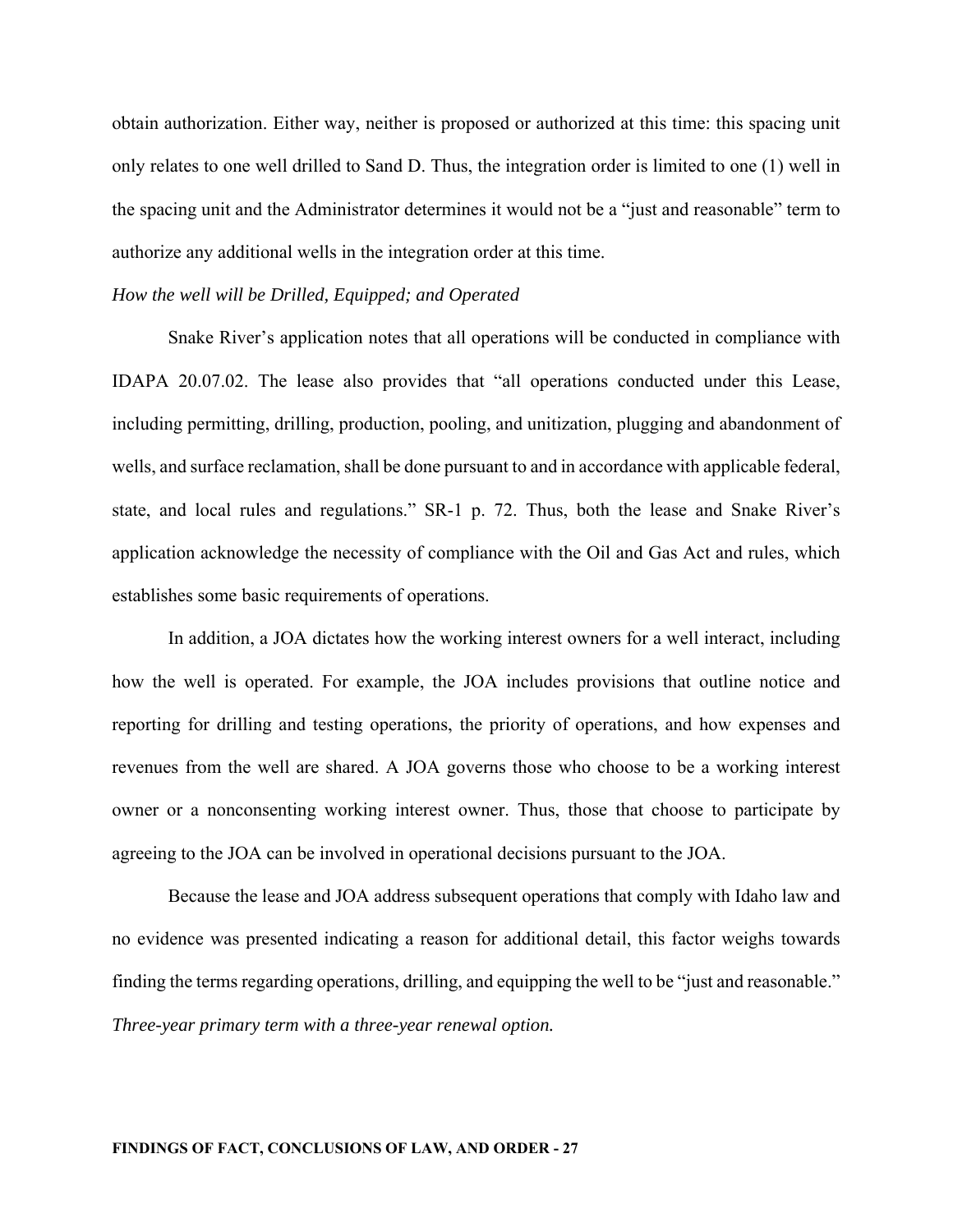obtain authorization. Either way, neither is proposed or authorized at this time: this spacing unit only relates to one well drilled to Sand D. Thus, the integration order is limited to one (1) well in the spacing unit and the Administrator determines it would not be a "just and reasonable" term to authorize any additional wells in the integration order at this time.

*How the well will be Drilled, Equipped; and Operated*

Snake River's application notes that all operations will be conducted in compliance with IDAPA 20.07.02. The lease also provides that "all operations conducted under this Lease, including permitting, drilling, production, pooling, and unitization, plugging and abandonment of wells, and surface reclamation, shall be done pursuant to and in accordance with applicable federal, state, and local rules and regulations." SR-1 p. 72. Thus, both the lease and Snake River's application acknowledge the necessity of compliance with the Oil and Gas Act and rules, which establishes some basic requirements of operations.

In addition, a JOA dictates how the working interest owners for a well interact, including how the well is operated. For example, the JOA includes provisions that outline notice and reporting for drilling and testing operations, the priority of operations, and how expenses and revenues from the well are shared. A JOA governs those who choose to be a working interest owner or a nonconsenting working interest owner. Thus, those that choose to participate by agreeing to the JOA can be involved in operational decisions pursuant to the JOA.

Because the lease and JOA address subsequent operations that comply with Idaho law and no evidence was presented indicating a reason for additional detail, this factor weighs towards finding the terms regarding operations, drilling, and equipping the well to be "just and reasonable."

*Three-year primary term with a three-year renewal option.*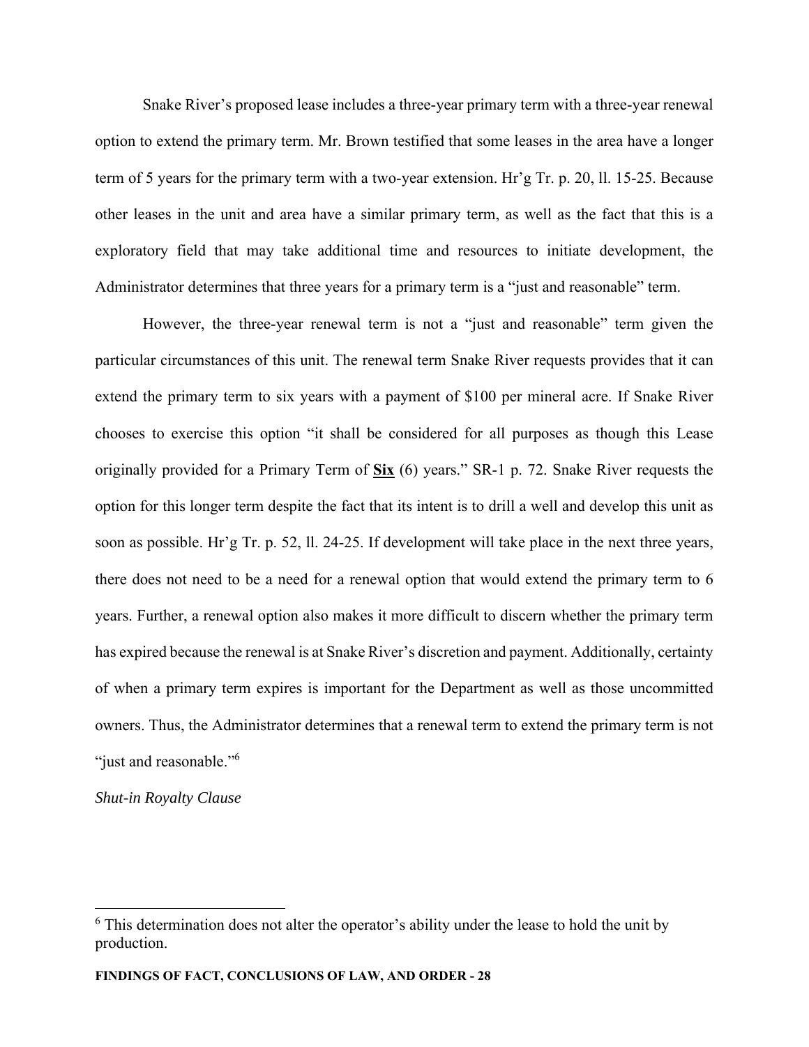Snake River's proposed lease includes a three-year primary term with a three-year renewal option to extend the primary term. Mr. Brown testified that some leases in the area have a longer term of 5 years for the primary term with a two-year extension. Hr'g Tr. p. 20, ll. 15-25. Because other leases in the unit and area have a similar primary term, as well as the fact that this is a exploratory field that may take additional time and resources to initiate development, the Administrator determines that three years for a primary term is a "just and reasonable" term.

However, the three-year renewal term is not a "just and reasonable" term given the particular circumstances of this unit. The renewal term Snake River requests provides that it can extend the primary term to six years with a payment of $100 per mineral acre. If Snake River chooses to exercise this option "it shall be considered for all purposes as though this Lease originally provided for a Primary Term of **Six** (6) years." SR-1 p. 72. Snake River requests the option for this longer term despite the fact that its intent is to drill a well and develop this unit as soon as possible. Hr'g Tr. p. 52, ll. 24-25. If development will take place in the next three years, there does not need to be a need for a renewal option that would extend the primary term to 6 years. Further, a renewal option also makes it more difficult to discern whether the primary term has expired because the renewal is at Snake River's discretion and payment. Additionally, certainty of when a primary term expires is important for the Department as well as those uncommitted owners. Thus, the Administrator determines that a renewal term to extend the primary term is not "just and reasonable."[6]

*Shut-in Royalty Clause*

---

[6] This determination does not alter the operator's ability under the lease to hold the unit by production.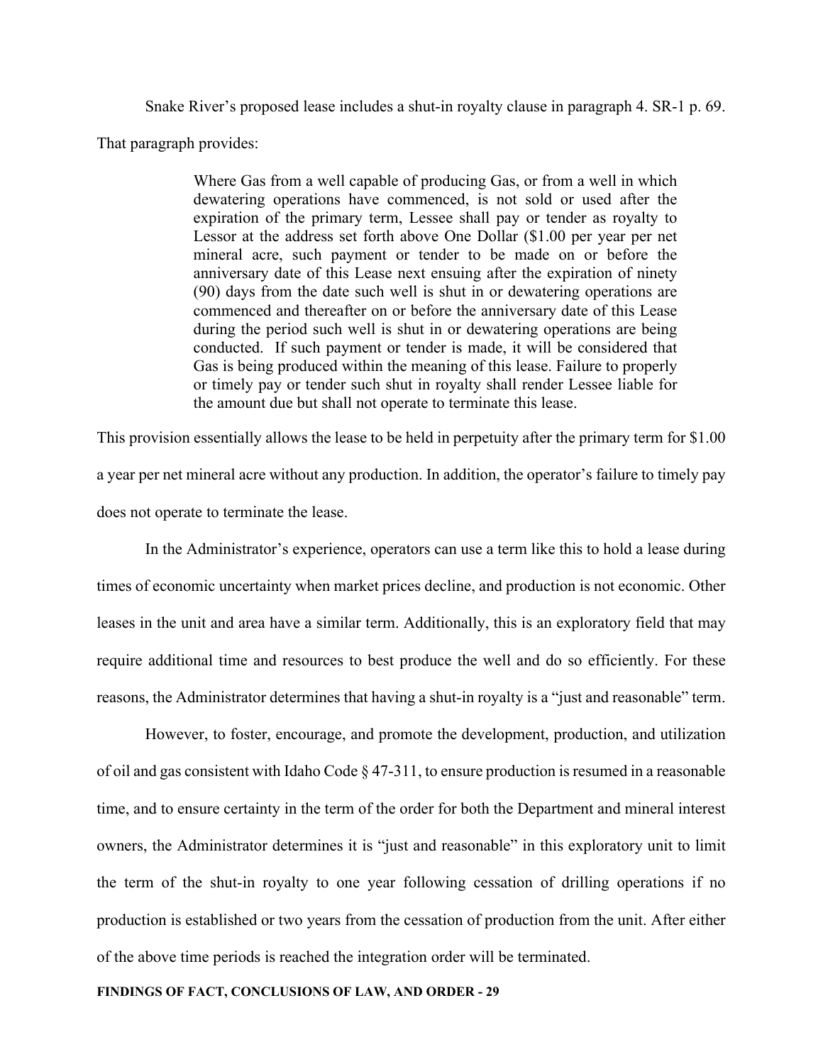Snake River's proposed lease includes a shut-in royalty clause in paragraph 4. SR-1 p. 69. That paragraph provides:

> Where Gas from a well capable of producing Gas, or from a well in which dewatering operations have commenced, is not sold or used after the expiration of the primary term, Lessee shall pay or tender as royalty to Lessor at the address set forth above One Dollar ($1.00 per year per net mineral acre, such payment or tender to be made on or before the anniversary date of this Lease next ensuing after the expiration of ninety (90) days from the date such well is shut in or dewatering operations are commenced and thereafter on or before the anniversary date of this Lease during the period such well is shut in or dewatering operations are being conducted. If such payment or tender is made, it will be considered that Gas is being produced within the meaning of this lease. Failure to properly or timely pay or tender such shut in royalty shall render Lessee liable for the amount due but shall not operate to terminate this lease.

This provision essentially allows the lease to be held in perpetuity after the primary term for $1.00 a year per net mineral acre without any production. In addition, the operator's failure to timely pay does not operate to terminate the lease.

In the Administrator's experience, operators can use a term like this to hold a lease during times of economic uncertainty when market prices decline, and production is not economic. Other leases in the unit and area have a similar term. Additionally, this is an exploratory field that may require additional time and resources to best produce the well and do so efficiently. For these reasons, the Administrator determines that having a shut-in royalty is a "just and reasonable" term.

However, to foster, encourage, and promote the development, production, and utilization of oil and gas consistent with Idaho Code § 47-311, to ensure production is resumed in a reasonable time, and to ensure certainty in the term of the order for both the Department and mineral interest owners, the Administrator determines it is "just and reasonable" in this exploratory unit to limit the term of the shut-in royalty to one year following cessation of drilling operations if no production is established or two years from the cessation of production from the unit. After either of the above time periods is reached the integration order will be terminated.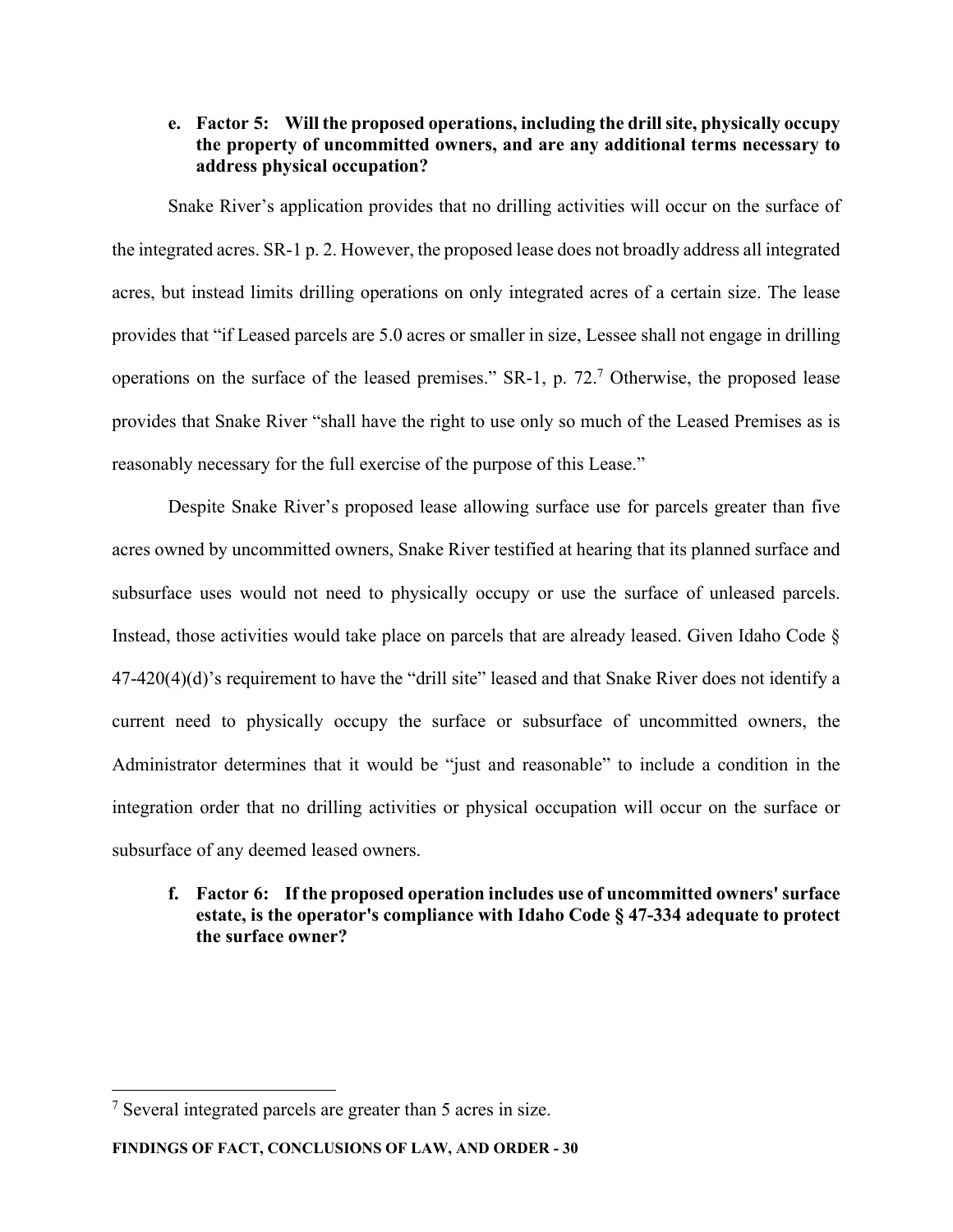**e. Factor 5: Will the proposed operations, including the drill site, physically occupy the property of uncommitted owners, and are any additional terms necessary to address physical occupation?**

Snake River's application provides that no drilling activities will occur on the surface of the integrated acres. SR-1 p. 2. However, the proposed lease does not broadly address all integrated acres, but instead limits drilling operations on only integrated acres of a certain size. The lease provides that "if Leased parcels are 5.0 acres or smaller in size, Lessee shall not engage in drilling operations on the surface of the leased premises." SR-1, p. 72.[7] Otherwise, the proposed lease provides that Snake River "shall have the right to use only so much of the Leased Premises as is reasonably necessary for the full exercise of the purpose of this Lease."

Despite Snake River's proposed lease allowing surface use for parcels greater than five acres owned by uncommitted owners, Snake River testified at hearing that its planned surface and subsurface uses would not need to physically occupy or use the surface of unleased parcels. Instead, those activities would take place on parcels that are already leased. Given Idaho Code § 47-420(4)(d)'s requirement to have the "drill site" leased and that Snake River does not identify a current need to physically occupy the surface or subsurface of uncommitted owners, the Administrator determines that it would be "just and reasonable" to include a condition in the integration order that no drilling activities or physical occupation will occur on the surface or subsurface of any deemed leased owners.

**f. Factor 6: If the proposed operation includes use of uncommitted owners' surface estate, is the operator's compliance with Idaho Code § 47-334 adequate to protect the surface owner?**

---

[7] Several integrated parcels are greater than 5 acres in size.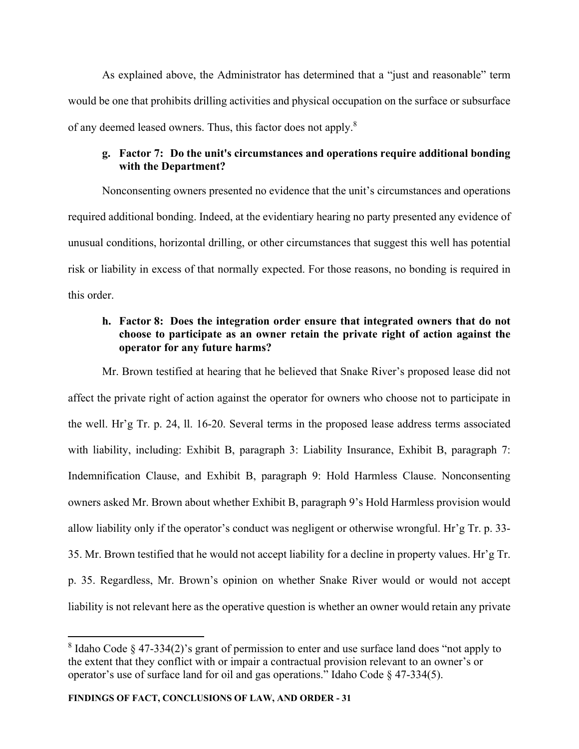As explained above, the Administrator has determined that a "just and reasonable" term would be one that prohibits drilling activities and physical occupation on the surface or subsurface of any deemed leased owners. Thus, this factor does not apply.[8]

**g. Factor 7: Do the unit's circumstances and operations require additional bonding with the Department?**

Nonconsenting owners presented no evidence that the unit's circumstances and operations required additional bonding. Indeed, at the evidentiary hearing no party presented any evidence of unusual conditions, horizontal drilling, or other circumstances that suggest this well has potential risk or liability in excess of that normally expected. For those reasons, no bonding is required in this order.

**h. Factor 8: Does the integration order ensure that integrated owners that do not choose to participate as an owner retain the private right of action against the operator for any future harms?**

Mr. Brown testified at hearing that he believed that Snake River's proposed lease did not affect the private right of action against the operator for owners who choose not to participate in the well. Hr'g Tr. p. 24, ll. 16-20. Several terms in the proposed lease address terms associated with liability, including: Exhibit B, paragraph 3: Liability Insurance, Exhibit B, paragraph 7: Indemnification Clause, and Exhibit B, paragraph 9: Hold Harmless Clause. Nonconsenting owners asked Mr. Brown about whether Exhibit B, paragraph 9's Hold Harmless provision would allow liability only if the operator's conduct was negligent or otherwise wrongful. Hr'g Tr. p. 33-35. Mr. Brown testified that he would not accept liability for a decline in property values. Hr'g Tr. p. 35. Regardless, Mr. Brown's opinion on whether Snake River would or would not accept liability is not relevant here as the operative question is whether an owner would retain any private

[8] Idaho Code § 47-334(2)'s grant of permission to enter and use surface land does "not apply to the extent that they conflict with or impair a contractual provision relevant to an owner's or operator's use of surface land for oil and gas operations." Idaho Code § 47-334(5).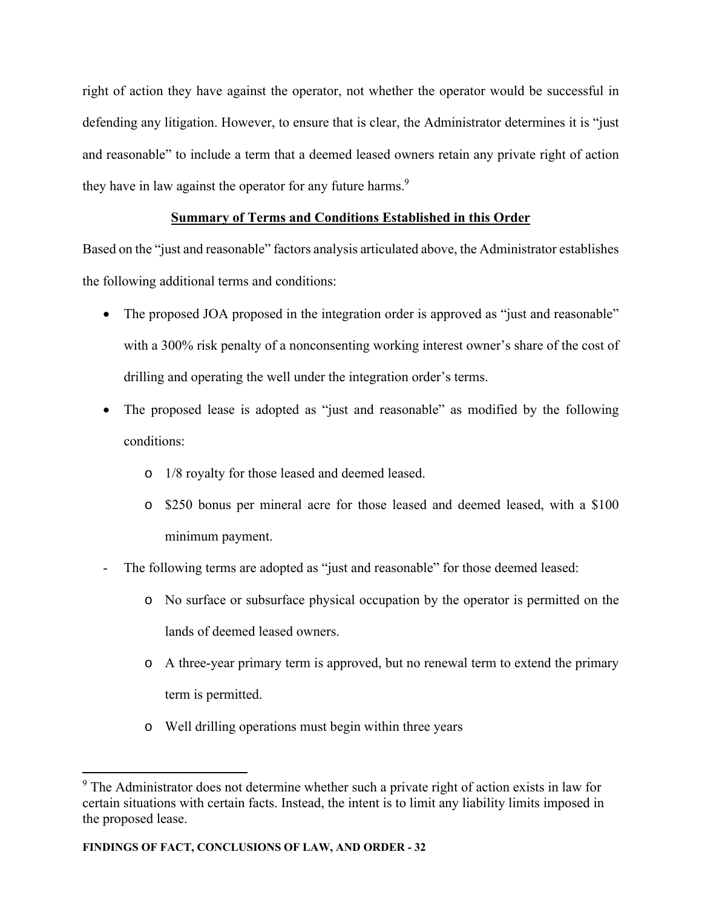right of action they have against the operator, not whether the operator would be successful in defending any litigation. However, to ensure that is clear, the Administrator determines it is "just and reasonable" to include a term that a deemed leased owners retain any private right of action they have in law against the operator for any future harms.[9]

**Summary of Terms and Conditions Established in this Order**

Based on the "just and reasonable" factors analysis articulated above, the Administrator establishes the following additional terms and conditions:

- The proposed JOA proposed in the integration order is approved as "just and reasonable" with a 300% risk penalty of a nonconsenting working interest owner's share of the cost of drilling and operating the well under the integration order's terms.
- The proposed lease is adopted as "just and reasonable" as modified by the following conditions:
    - 1/8 royalty for those leased and deemed leased.
    - $250 bonus per mineral acre for those leased and deemed leased, with a $100 minimum payment.
- The following terms are adopted as "just and reasonable" for those deemed leased:
    - No surface or subsurface physical occupation by the operator is permitted on the lands of deemed leased owners.
    - A three-year primary term is approved, but no renewal term to extend the primary term is permitted.
    - Well drilling operations must begin within three years

[9] The Administrator does not determine whether such a private right of action exists in law for certain situations with certain facts. Instead, the intent is to limit any liability limits imposed in the proposed lease.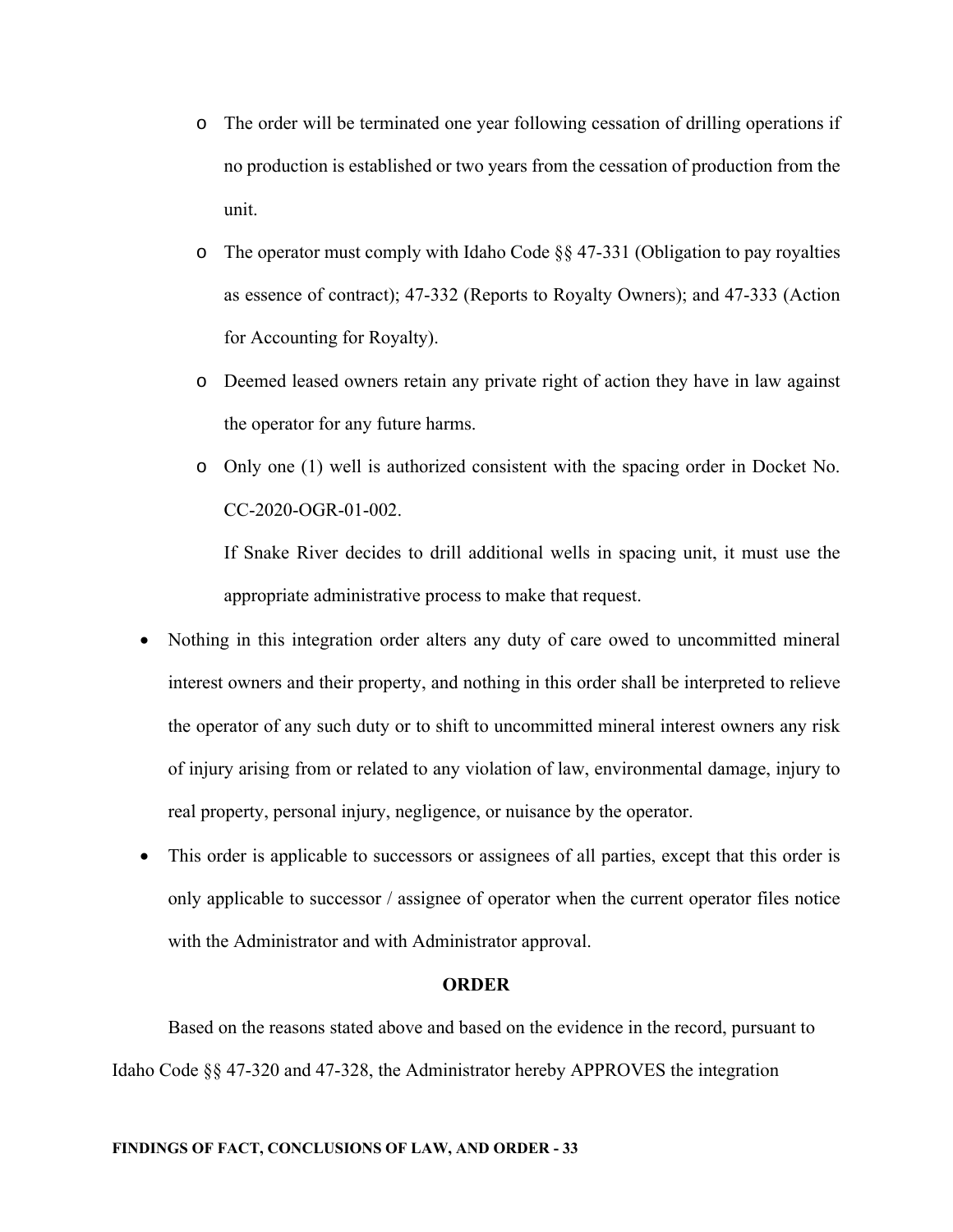- The order will be terminated one year following cessation of drilling operations if no production is established or two years from the cessation of production from the unit.
    - The operator must comply with Idaho Code §§ 47-331 (Obligation to pay royalties as essence of contract); 47-332 (Reports to Royalty Owners); and 47-333 (Action for Accounting for Royalty).
    - Deemed leased owners retain any private right of action they have in law against the operator for any future harms.
    - Only one (1) well is authorized consistent with the spacing order in Docket No. CC-2020-OGR-01-002.

      If Snake River decides to drill additional wells in spacing unit, it must use the appropriate administrative process to make that request.

- Nothing in this integration order alters any duty of care owed to uncommitted mineral interest owners and their property, and nothing in this order shall be interpreted to relieve the operator of any such duty or to shift to uncommitted mineral interest owners any risk of injury arising from or related to any violation of law, environmental damage, injury to real property, personal injury, negligence, or nuisance by the operator.
- This order is applicable to successors or assignees of all parties, except that this order is only applicable to successor / assignee of operator when the current operator files notice with the Administrator and with Administrator approval.

**ORDER**

Based on the reasons stated above and based on the evidence in the record, pursuant to Idaho Code §§ 47-320 and 47-328, the Administrator hereby APPROVES the integration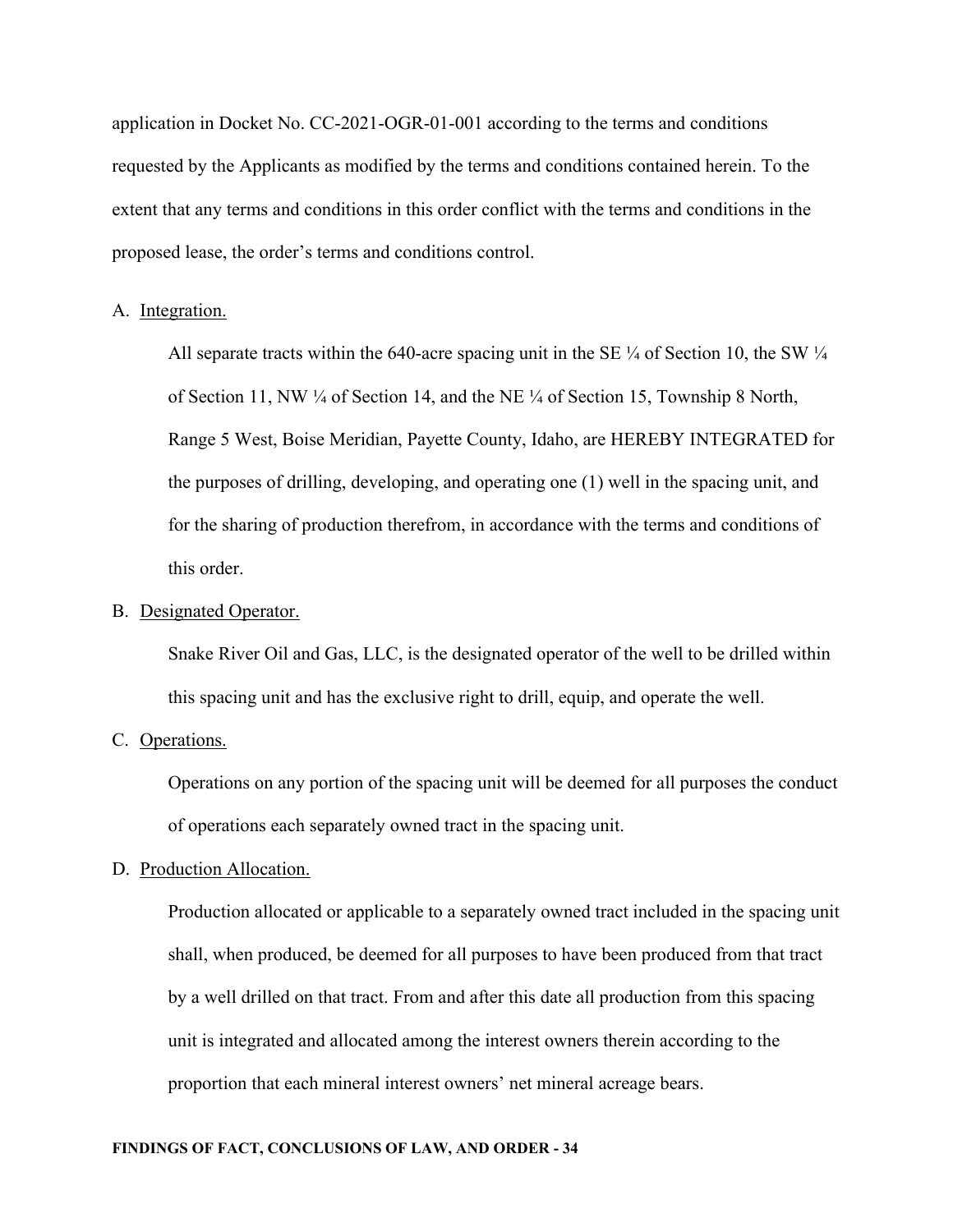application in Docket No. CC-2021-OGR-01-001 according to the terms and conditions requested by the Applicants as modified by the terms and conditions contained herein. To the extent that any terms and conditions in this order conflict with the terms and conditions in the proposed lease, the order's terms and conditions control.

A. Integration.

All separate tracts within the 640-acre spacing unit in the SE ¼ of Section 10, the SW ¼ of Section 11, NW ¼ of Section 14, and the NE ¼ of Section 15, Township 8 North, Range 5 West, Boise Meridian, Payette County, Idaho, are HEREBY INTEGRATED for the purposes of drilling, developing, and operating one (1) well in the spacing unit, and for the sharing of production therefrom, in accordance with the terms and conditions of this order.

B. Designated Operator.

Snake River Oil and Gas, LLC, is the designated operator of the well to be drilled within this spacing unit and has the exclusive right to drill, equip, and operate the well.

C. Operations.

Operations on any portion of the spacing unit will be deemed for all purposes the conduct of operations each separately owned tract in the spacing unit.

D. Production Allocation.

Production allocated or applicable to a separately owned tract included in the spacing unit shall, when produced, be deemed for all purposes to have been produced from that tract by a well drilled on that tract. From and after this date all production from this spacing unit is integrated and allocated among the interest owners therein according to the proportion that each mineral interest owners' net mineral acreage bears.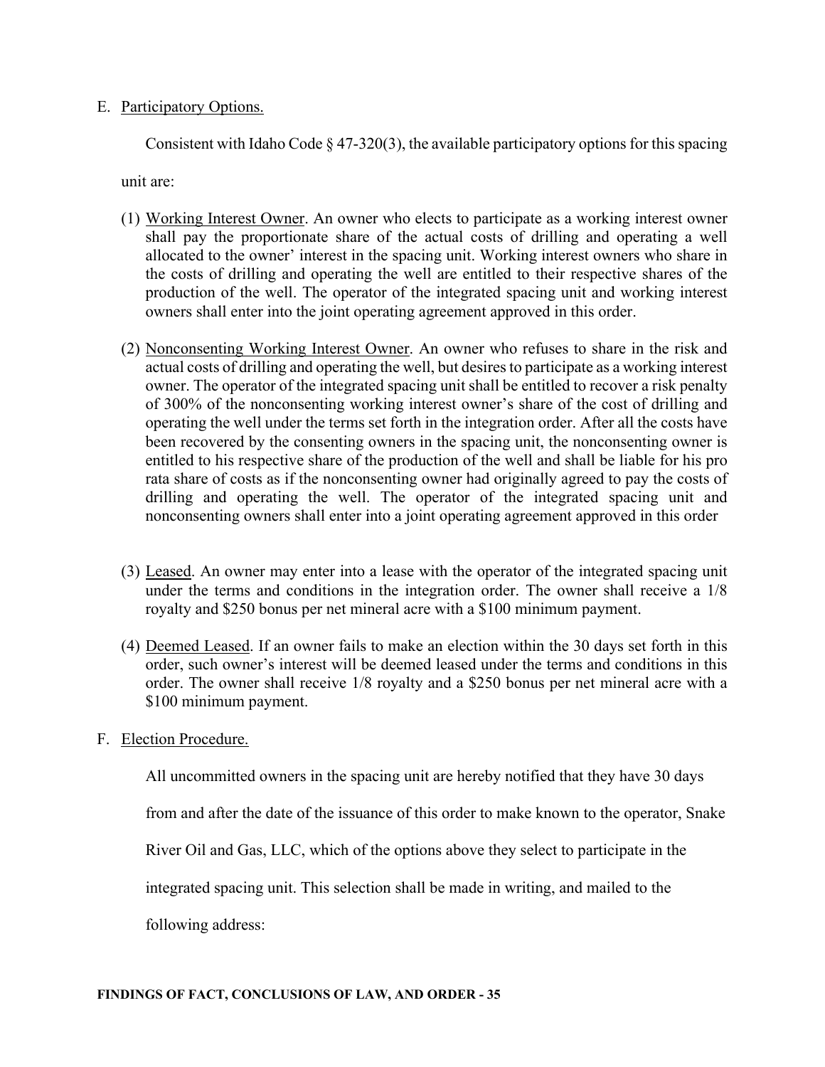E. Participatory Options.

Consistent with Idaho Code § 47-320(3), the available participatory options for this spacing unit are:

(1) Working Interest Owner. An owner who elects to participate as a working interest owner shall pay the proportionate share of the actual costs of drilling and operating a well allocated to the owner' interest in the spacing unit. Working interest owners who share in the costs of drilling and operating the well are entitled to their respective shares of the production of the well. The operator of the integrated spacing unit and working interest owners shall enter into the joint operating agreement approved in this order.

(2) Nonconsenting Working Interest Owner. An owner who refuses to share in the risk and actual costs of drilling and operating the well, but desires to participate as a working interest owner. The operator of the integrated spacing unit shall be entitled to recover a risk penalty of 300% of the nonconsenting working interest owner's share of the cost of drilling and operating the well under the terms set forth in the integration order. After all the costs have been recovered by the consenting owners in the spacing unit, the nonconsenting owner is entitled to his respective share of the production of the well and shall be liable for his pro rata share of costs as if the nonconsenting owner had originally agreed to pay the costs of drilling and operating the well. The operator of the integrated spacing unit and nonconsenting owners shall enter into a joint operating agreement approved in this order

(3) Leased. An owner may enter into a lease with the operator of the integrated spacing unit under the terms and conditions in the integration order. The owner shall receive a 1/8 royalty and $250 bonus per net mineral acre with a $100 minimum payment.

(4) Deemed Leased. If an owner fails to make an election within the 30 days set forth in this order, such owner's interest will be deemed leased under the terms and conditions in this order. The owner shall receive 1/8 royalty and a $250 bonus per net mineral acre with a $100 minimum payment.

F. Election Procedure.

All uncommitted owners in the spacing unit are hereby notified that they have 30 days from and after the date of the issuance of this order to make known to the operator, Snake River Oil and Gas, LLC, which of the options above they select to participate in the integrated spacing unit. This selection shall be made in writing, and mailed to the following address: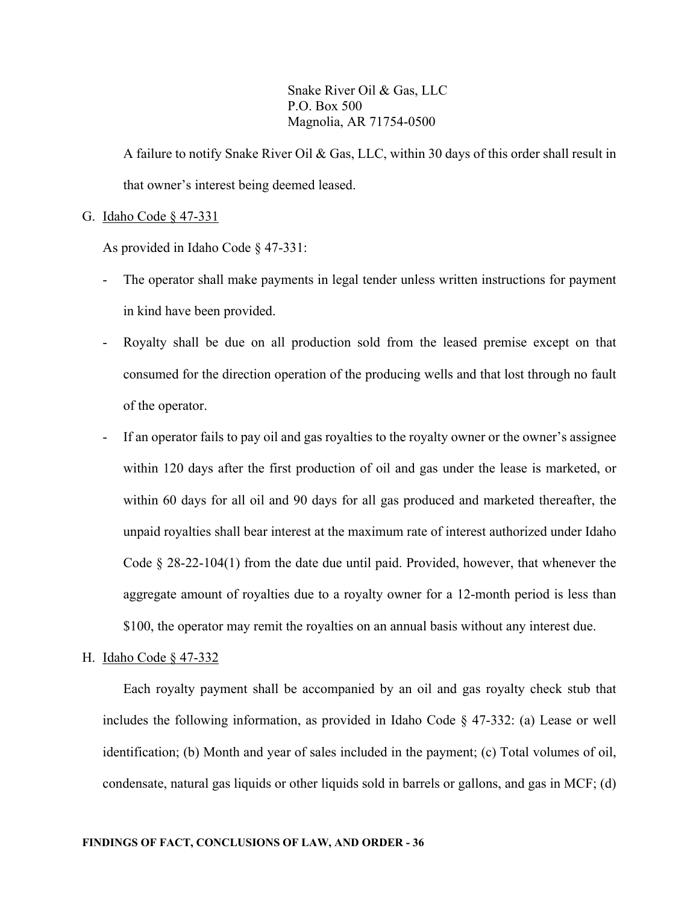Snake River Oil & Gas, LLC
P.O. Box 500
Magnolia, AR 71754-0500

A failure to notify Snake River Oil & Gas, LLC, within 30 days of this order shall result in that owner's interest being deemed leased.

G. <u>Idaho Code § 47-331</u>

As provided in Idaho Code § 47-331:

- The operator shall make payments in legal tender unless written instructions for payment in kind have been provided.
- Royalty shall be due on all production sold from the leased premise except on that consumed for the direction operation of the producing wells and that lost through no fault of the operator.
- If an operator fails to pay oil and gas royalties to the royalty owner or the owner's assignee within 120 days after the first production of oil and gas under the lease is marketed, or within 60 days for all oil and 90 days for all gas produced and marketed thereafter, the unpaid royalties shall bear interest at the maximum rate of interest authorized under Idaho Code § 28-22-104(1) from the date due until paid. Provided, however, that whenever the aggregate amount of royalties due to a royalty owner for a 12-month period is less than $100, the operator may remit the royalties on an annual basis without any interest due.

H. <u>Idaho Code § 47-332</u>

Each royalty payment shall be accompanied by an oil and gas royalty check stub that includes the following information, as provided in Idaho Code § 47-332: (a) Lease or well identification; (b) Month and year of sales included in the payment; (c) Total volumes of oil, condensate, natural gas liquids or other liquids sold in barrels or gallons, and gas in MCF; (d)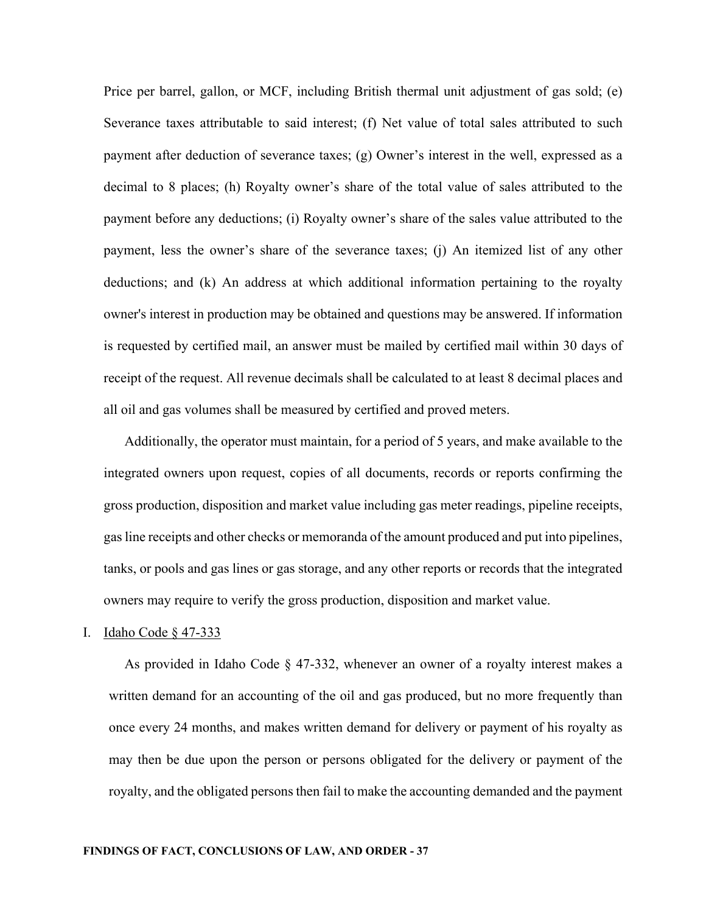Price per barrel, gallon, or MCF, including British thermal unit adjustment of gas sold; (e) Severance taxes attributable to said interest; (f) Net value of total sales attributed to such payment after deduction of severance taxes; (g) Owner's interest in the well, expressed as a decimal to 8 places; (h) Royalty owner's share of the total value of sales attributed to the payment before any deductions; (i) Royalty owner's share of the sales value attributed to the payment, less the owner's share of the severance taxes; (j) An itemized list of any other deductions; and (k) An address at which additional information pertaining to the royalty owner's interest in production may be obtained and questions may be answered. If information is requested by certified mail, an answer must be mailed by certified mail within 30 days of receipt of the request. All revenue decimals shall be calculated to at least 8 decimal places and all oil and gas volumes shall be measured by certified and proved meters.

Additionally, the operator must maintain, for a period of 5 years, and make available to the integrated owners upon request, copies of all documents, records or reports confirming the gross production, disposition and market value including gas meter readings, pipeline receipts, gas line receipts and other checks or memoranda of the amount produced and put into pipelines, tanks, or pools and gas lines or gas storage, and any other reports or records that the integrated owners may require to verify the gross production, disposition and market value.

I. Idaho Code § 47-333

As provided in Idaho Code § 47-332, whenever an owner of a royalty interest makes a written demand for an accounting of the oil and gas produced, but no more frequently than once every 24 months, and makes written demand for delivery or payment of his royalty as may then be due upon the person or persons obligated for the delivery or payment of the royalty, and the obligated persons then fail to make the accounting demanded and the payment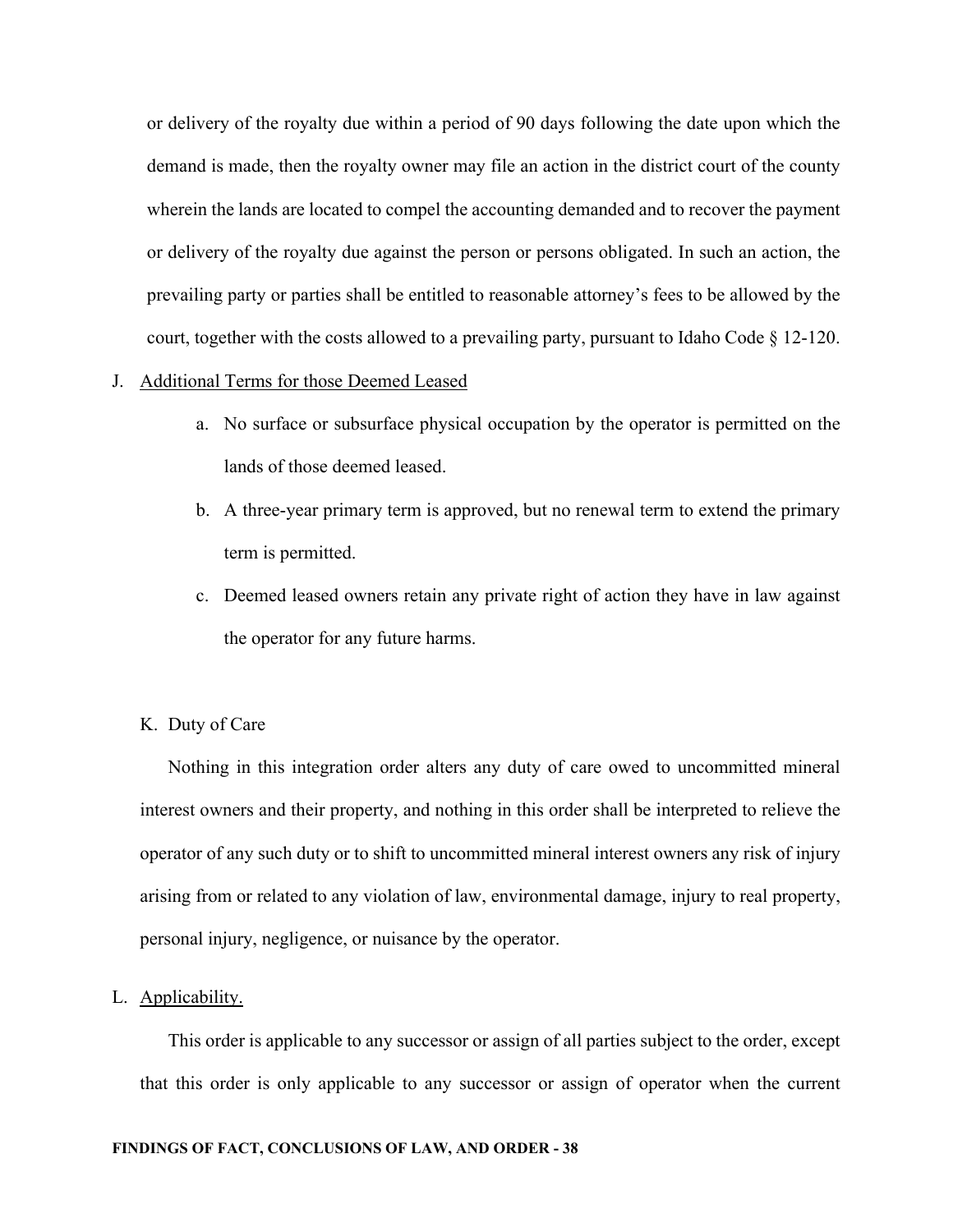or delivery of the royalty due within a period of 90 days following the date upon which the demand is made, then the royalty owner may file an action in the district court of the county wherein the lands are located to compel the accounting demanded and to recover the payment or delivery of the royalty due against the person or persons obligated. In such an action, the prevailing party or parties shall be entitled to reasonable attorney's fees to be allowed by the court, together with the costs allowed to a prevailing party, pursuant to Idaho Code § 12-120.

J. Additional Terms for those Deemed Leased

   a. No surface or subsurface physical occupation by the operator is permitted on the lands of those deemed leased.

   b. A three-year primary term is approved, but no renewal term to extend the primary term is permitted.

   c. Deemed leased owners retain any private right of action they have in law against the operator for any future harms.

K. Duty of Care

Nothing in this integration order alters any duty of care owed to uncommitted mineral interest owners and their property, and nothing in this order shall be interpreted to relieve the operator of any such duty or to shift to uncommitted mineral interest owners any risk of injury arising from or related to any violation of law, environmental damage, injury to real property, personal injury, negligence, or nuisance by the operator.

L. Applicability.

This order is applicable to any successor or assign of all parties subject to the order, except that this order is only applicable to any successor or assign of operator when the current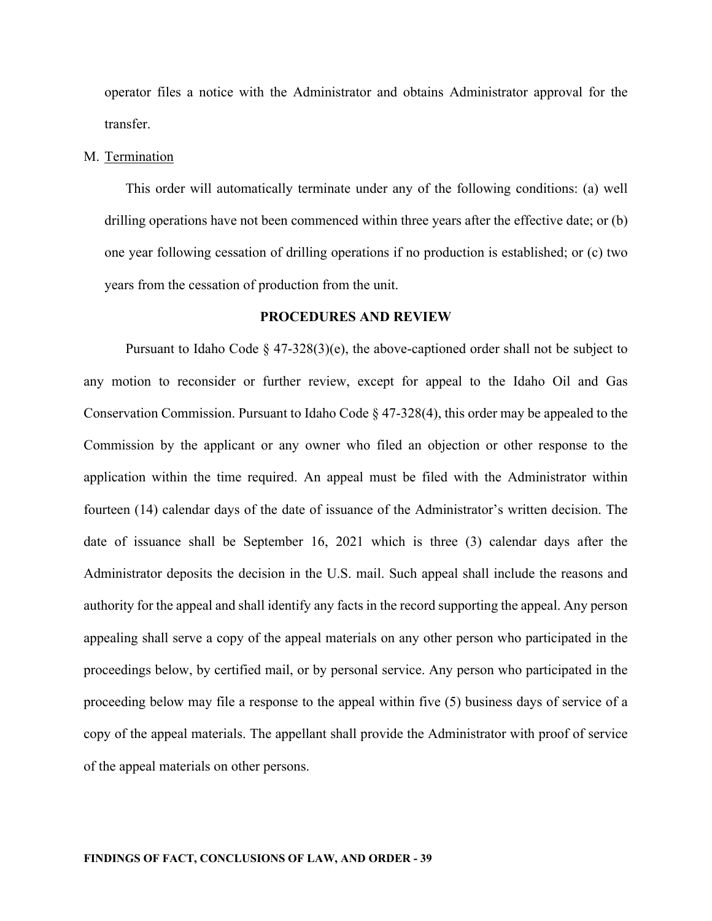operator files a notice with the Administrator and obtains Administrator approval for the transfer.

M. Termination

This order will automatically terminate under any of the following conditions: (a) well drilling operations have not been commenced within three years after the effective date; or (b) one year following cessation of drilling operations if no production is established; or (c) two years from the cessation of production from the unit.

## PROCEDURES AND REVIEW

Pursuant to Idaho Code § 47-328(3)(e), the above-captioned order shall not be subject to any motion to reconsider or further review, except for appeal to the Idaho Oil and Gas Conservation Commission. Pursuant to Idaho Code § 47-328(4), this order may be appealed to the Commission by the applicant or any owner who filed an objection or other response to the application within the time required. An appeal must be filed with the Administrator within fourteen (14) calendar days of the date of issuance of the Administrator's written decision. The date of issuance shall be September 16, 2021 which is three (3) calendar days after the Administrator deposits the decision in the U.S. mail. Such appeal shall include the reasons and authority for the appeal and shall identify any facts in the record supporting the appeal. Any person appealing shall serve a copy of the appeal materials on any other person who participated in the proceedings below, by certified mail, or by personal service. Any person who participated in the proceeding below may file a response to the appeal within five (5) business days of service of a copy of the appeal materials. The appellant shall provide the Administrator with proof of service of the appeal materials on other persons.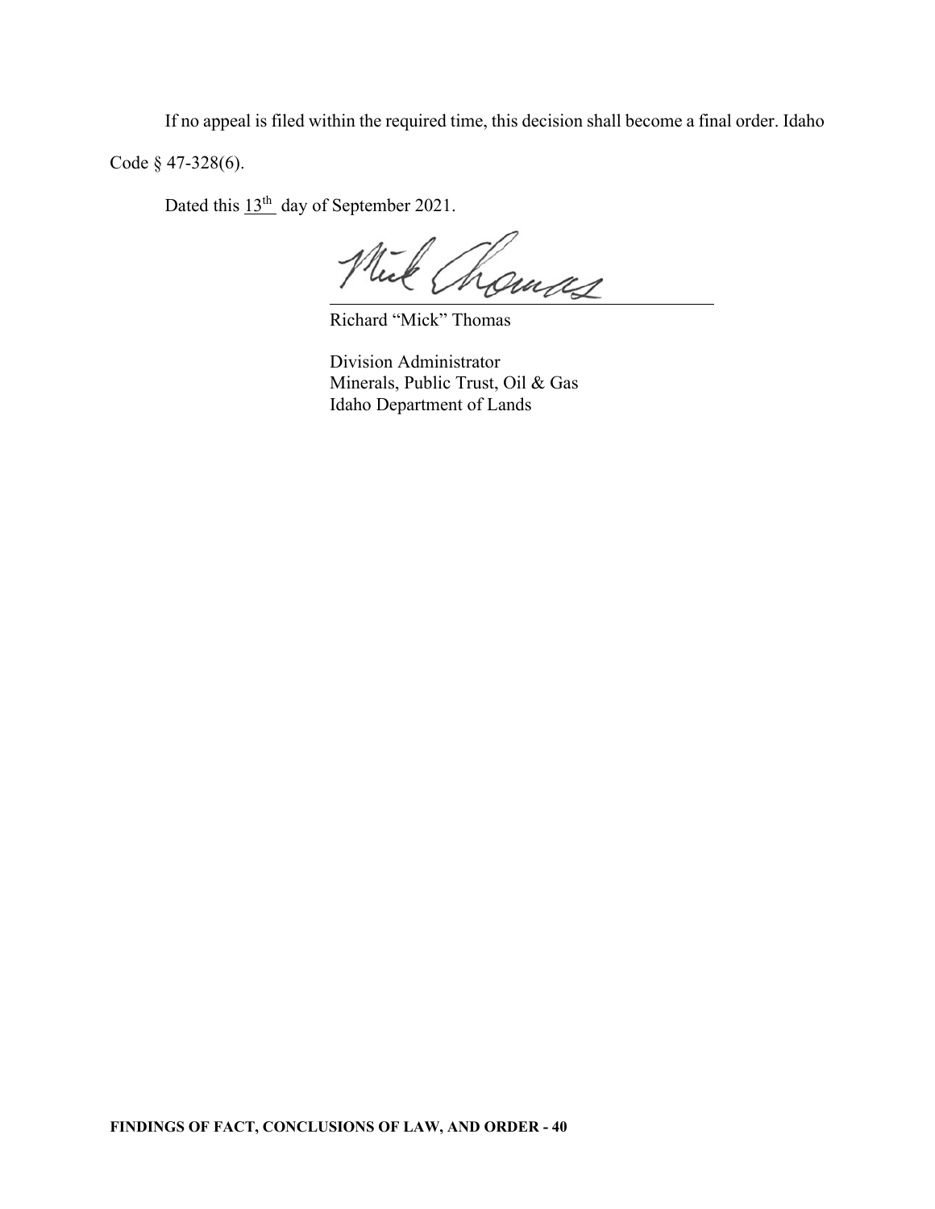If no appeal is filed within the required time, this decision shall become a final order. Idaho Code § 47-328(6).

Dated this 13th day of September 2021.

Richard "Mick" Thomas

Division Administrator
Minerals, Public Trust, Oil & Gas
Idaho Department of Lands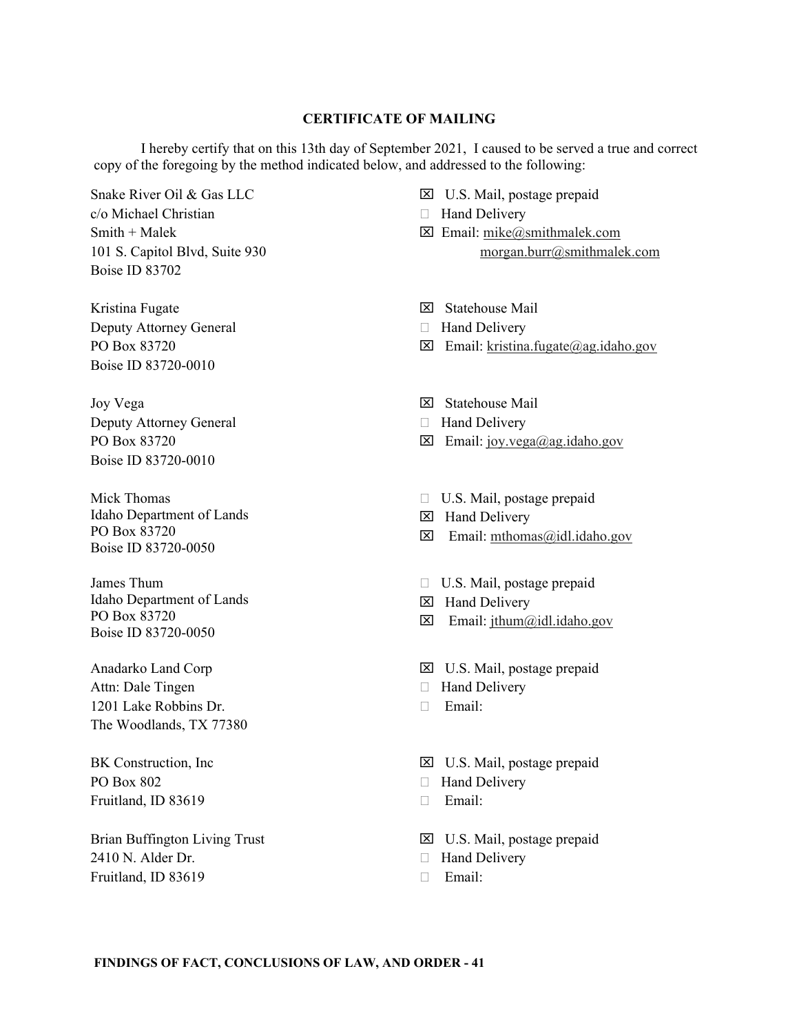**CERTIFICATE OF MAILING**

I hereby certify that on this 13th day of September 2021, I caused to be served a true and correct copy of the foregoing by the method indicated below, and addressed to the following:

| Addressee | Method |
| --- | --- |
| Snake River Oil & Gas LLC<br>c/o Michael Christian<br>Smith + Malek<br>101 S. Capitol Blvd, Suite 930<br>Boise ID 83702 | ☒ U.S. Mail, postage prepaid<br>☐ Hand Delivery<br>☒ Email: mike@smithmalek.com<br>morgan.burr@smithmalek.com |
| Kristina Fugate<br>Deputy Attorney General<br>PO Box 83720<br>Boise ID 83720-0010 | ☒ Statehouse Mail<br>☐ Hand Delivery<br>☒ Email: kristina.fugate@ag.idaho.gov |
| Joy Vega<br>Deputy Attorney General<br>PO Box 83720<br>Boise ID 83720-0010 | ☒ Statehouse Mail<br>☐ Hand Delivery<br>☒ Email: joy.vega@ag.idaho.gov |
| Mick Thomas<br>Idaho Department of Lands<br>PO Box 83720<br>Boise ID 83720-0050 | ☐ U.S. Mail, postage prepaid<br>☒ Hand Delivery<br>☒ Email: mthomas@idl.idaho.gov |
| James Thum<br>Idaho Department of Lands<br>PO Box 83720<br>Boise ID 83720-0050 | ☐ U.S. Mail, postage prepaid<br>☒ Hand Delivery<br>☒ Email: jthum@idl.idaho.gov |
| Anadarko Land Corp<br>Attn: Dale Tingen<br>1201 Lake Robbins Dr.<br>The Woodlands, TX 77380 | ☒ U.S. Mail, postage prepaid<br>☐ Hand Delivery<br>☐ Email: |
| BK Construction, Inc<br>PO Box 802<br>Fruitland, ID 83619 | ☒ U.S. Mail, postage prepaid<br>☐ Hand Delivery<br>☐ Email: |
| Brian Buffington Living Trust<br>2410 N. Alder Dr.<br>Fruitland, ID 83619 | ☒ U.S. Mail, postage prepaid<br>☐ Hand Delivery<br>☐ Email: |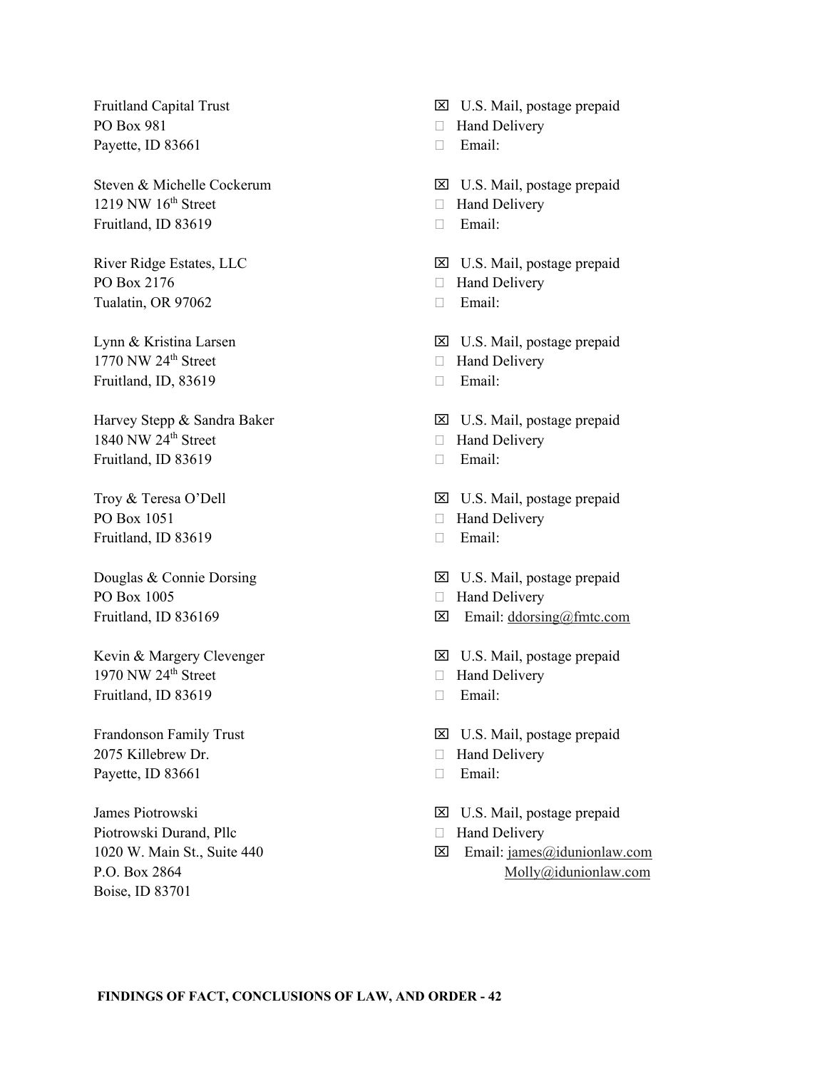Fruitland Capital Trust
PO Box 981
Payette, ID 83661

☒ U.S. Mail, postage prepaid
☐ Hand Delivery
☐ Email:

Steven & Michelle Cockerum
1219 NW 16th Street
Fruitland, ID 83619

☒ U.S. Mail, postage prepaid
☐ Hand Delivery
☐ Email:

River Ridge Estates, LLC
PO Box 2176
Tualatin, OR 97062

☒ U.S. Mail, postage prepaid
☐ Hand Delivery
☐ Email:

Lynn & Kristina Larsen
1770 NW 24th Street
Fruitland, ID, 83619

☒ U.S. Mail, postage prepaid
☐ Hand Delivery
☐ Email:

Harvey Stepp & Sandra Baker
1840 NW 24th Street
Fruitland, ID 83619

☒ U.S. Mail, postage prepaid
☐ Hand Delivery
☐ Email:

Troy & Teresa O'Dell
PO Box 1051
Fruitland, ID 83619

☒ U.S. Mail, postage prepaid
☐ Hand Delivery
☐ Email:

Douglas & Connie Dorsing
PO Box 1005
Fruitland, ID 836169

☒ U.S. Mail, postage prepaid
☐ Hand Delivery
☒ Email: ddorsing@fmtc.com

Kevin & Margery Clevenger
1970 NW 24th Street
Fruitland, ID 83619

☒ U.S. Mail, postage prepaid
☐ Hand Delivery
☐ Email:

Frandonson Family Trust
2075 Killebrew Dr.
Payette, ID 83661

☒ U.S. Mail, postage prepaid
☐ Hand Delivery
☐ Email:

James Piotrowski
Piotrowski Durand, Pllc
1020 W. Main St., Suite 440
P.O. Box 2864
Boise, ID 83701

☒ U.S. Mail, postage prepaid
☐ Hand Delivery
☒ Email: james@idunionlaw.com
Molly@idunionlaw.com

**FINDINGS OF FACT, CONCLUSIONS OF LAW, AND ORDER - 42**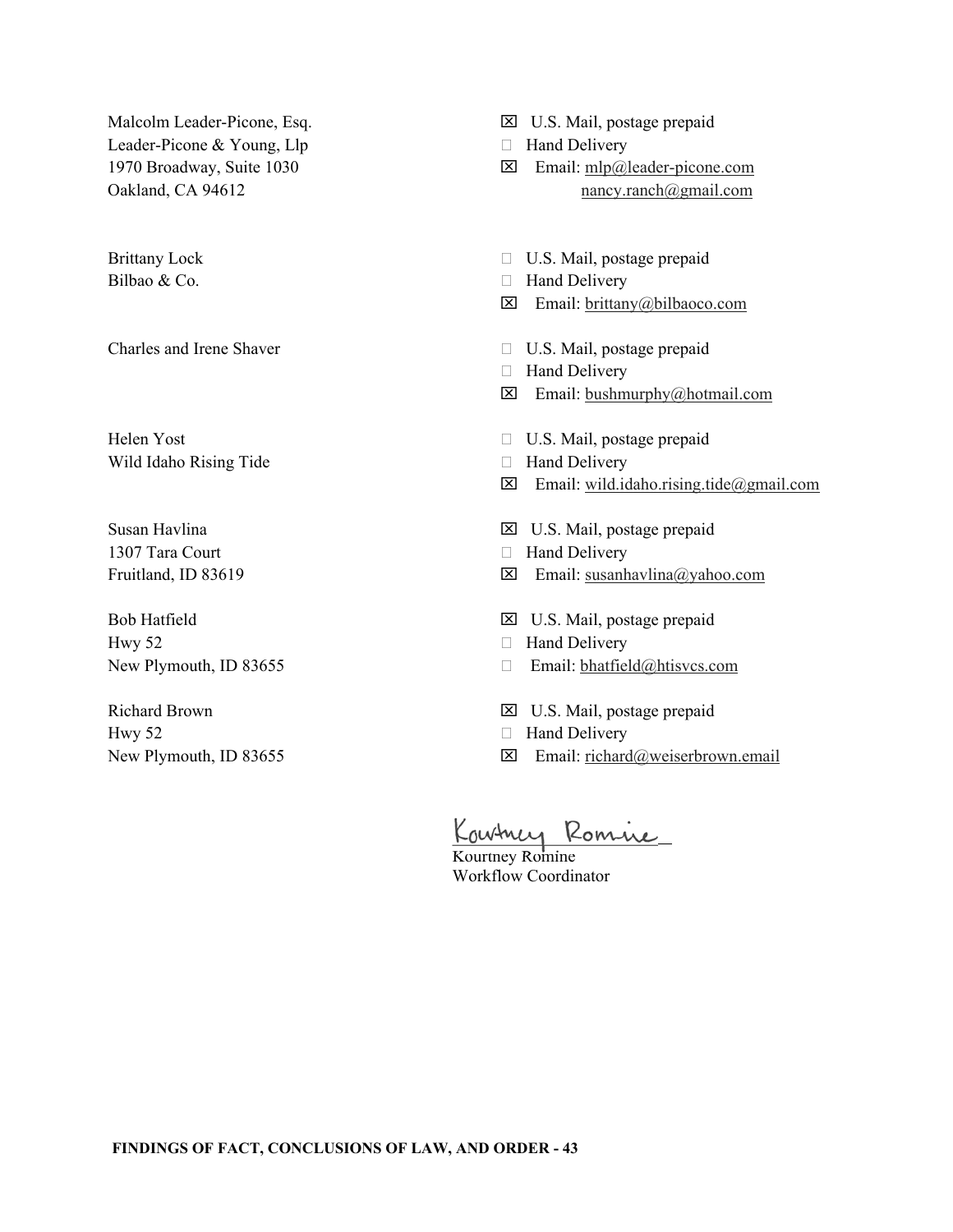Malcolm Leader-Picone, Esq.
Leader-Picone & Young, Llp
1970 Broadway, Suite 1030
Oakland, CA 94612

☒ U.S. Mail, postage prepaid
☐ Hand Delivery
☒ Email: mlp@leader-picone.com
nancy.ranch@gmail.com

Brittany Lock
Bilbao & Co.

☐ U.S. Mail, postage prepaid
☐ Hand Delivery
☒ Email: brittany@bilbaoco.com

Charles and Irene Shaver

☐ U.S. Mail, postage prepaid
☐ Hand Delivery
☒ Email: bushmurphy@hotmail.com

Helen Yost
Wild Idaho Rising Tide

☐ U.S. Mail, postage prepaid
☐ Hand Delivery
☒ Email: wild.idaho.rising.tide@gmail.com

Susan Havlina
1307 Tara Court
Fruitland, ID 83619

☒ U.S. Mail, postage prepaid
☐ Hand Delivery
☒ Email: susanhavlina@yahoo.com

Bob Hatfield
Hwy 52
New Plymouth, ID 83655

☒ U.S. Mail, postage prepaid
☐ Hand Delivery
☐ Email: bhatfield@htisvcs.com

Richard Brown
Hwy 52
New Plymouth, ID 83655

☒ U.S. Mail, postage prepaid
☐ Hand Delivery
☒ Email: richard@weiserbrown.email

Kourtney Romine
Kourtney Romine
Workflow Coordinator